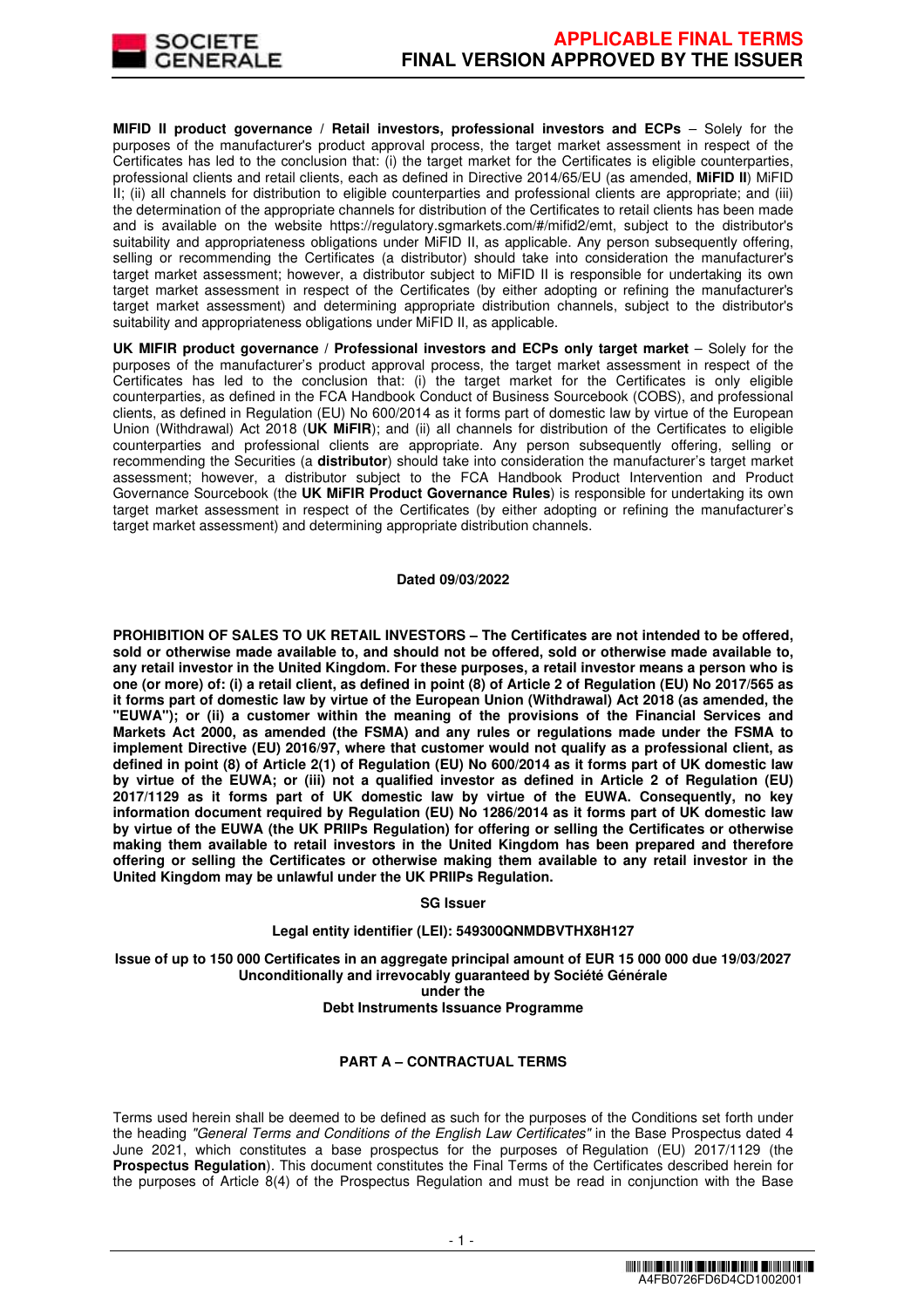**MIFID II product governance / Retail investors, professional investors and ECPs** – Solely for the purposes of the manufacturer's product approval process, the target market assessment in respect of the Certificates has led to the conclusion that: (i) the target market for the Certificates is eligible counterparties, professional clients and retail clients, each as defined in Directive 2014/65/EU (as amended, **MiFID II**) MiFID II; (ii) all channels for distribution to eligible counterparties and professional clients are appropriate; and (iii) the determination of the appropriate channels for distribution of the Certificates to retail clients has been made and is available on the website https://regulatory.sgmarkets.com/#/mifid2/emt, subject to the distributor's suitability and appropriateness obligations under MiFID II, as applicable. Any person subsequently offering, selling or recommending the Certificates (a distributor) should take into consideration the manufacturer's target market assessment; however, a distributor subject to MiFID II is responsible for undertaking its own target market assessment in respect of the Certificates (by either adopting or refining the manufacturer's target market assessment) and determining appropriate distribution channels, subject to the distributor's suitability and appropriateness obligations under MiFID II, as applicable.

**UK MIFIR product governance / Professional investors and ECPs only target market** – Solely for the purposes of the manufacturer's product approval process, the target market assessment in respect of the Certificates has led to the conclusion that: (i) the target market for the Certificates is only eligible counterparties, as defined in the FCA Handbook Conduct of Business Sourcebook (COBS), and professional clients, as defined in Regulation (EU) No 600/2014 as it forms part of domestic law by virtue of the European Union (Withdrawal) Act 2018 (**UK MiFIR**); and (ii) all channels for distribution of the Certificates to eligible counterparties and professional clients are appropriate. Any person subsequently offering, selling or recommending the Securities (a **distributor**) should take into consideration the manufacturer's target market assessment; however, a distributor subject to the FCA Handbook Product Intervention and Product Governance Sourcebook (the **UK MiFIR Product Governance Rules**) is responsible for undertaking its own target market assessment in respect of the Certificates (by either adopting or refining the manufacturer's target market assessment) and determining appropriate distribution channels.

**Dated 09/03/2022**

**PROHIBITION OF SALES TO UK RETAIL INVESTORS – The Certificates are not intended to be offered, sold or otherwise made available to, and should not be offered, sold or otherwise made available to, any retail investor in the United Kingdom. For these purposes, a retail investor means a person who is one (or more) of: (i) a retail client, as defined in point (8) of Article 2 of Regulation (EU) No 2017/565 as it forms part of domestic law by virtue of the European Union (Withdrawal) Act 2018 (as amended, the "EUWA"); or (ii) a customer within the meaning of the provisions of the Financial Services and Markets Act 2000, as amended (the FSMA) and any rules or regulations made under the FSMA to implement Directive (EU) 2016/97, where that customer would not qualify as a professional client, as defined in point (8) of Article 2(1) of Regulation (EU) No 600/2014 as it forms part of UK domestic law by virtue of the EUWA; or (iii) not a qualified investor as defined in Article 2 of Regulation (EU) 2017/1129 as it forms part of UK domestic law by virtue of the EUWA. Consequently, no key information document required by Regulation (EU) No 1286/2014 as it forms part of UK domestic law by virtue of the EUWA (the UK PRIIPs Regulation) for offering or selling the Certificates or otherwise making them available to retail investors in the United Kingdom has been prepared and therefore offering or selling the Certificates or otherwise making them available to any retail investor in the United Kingdom may be unlawful under the UK PRIIPs Regulation.**

**SG Issuer**

**Legal entity identifier (LEI): 549300QNMDBVTHX8H127**

**Issue of up to 150 000 Certificates in an aggregate principal amount of EUR 15 000 000 due 19/03/2027**
**Unconditionally and irrevocably guaranteed by Société Générale**
**under the**
**Debt Instruments Issuance Programme**

**PART A – CONTRACTUAL TERMS**

Terms used herein shall be deemed to be defined as such for the purposes of the Conditions set forth under the heading *"General Terms and Conditions of the English Law Certificates"* in the Base Prospectus dated 4 June 2021, which constitutes a base prospectus for the purposes of Regulation (EU) 2017/1129 (the **Prospectus Regulation**). This document constitutes the Final Terms of the Certificates described herein for the purposes of Article 8(4) of the Prospectus Regulation and must be read in conjunction with the Base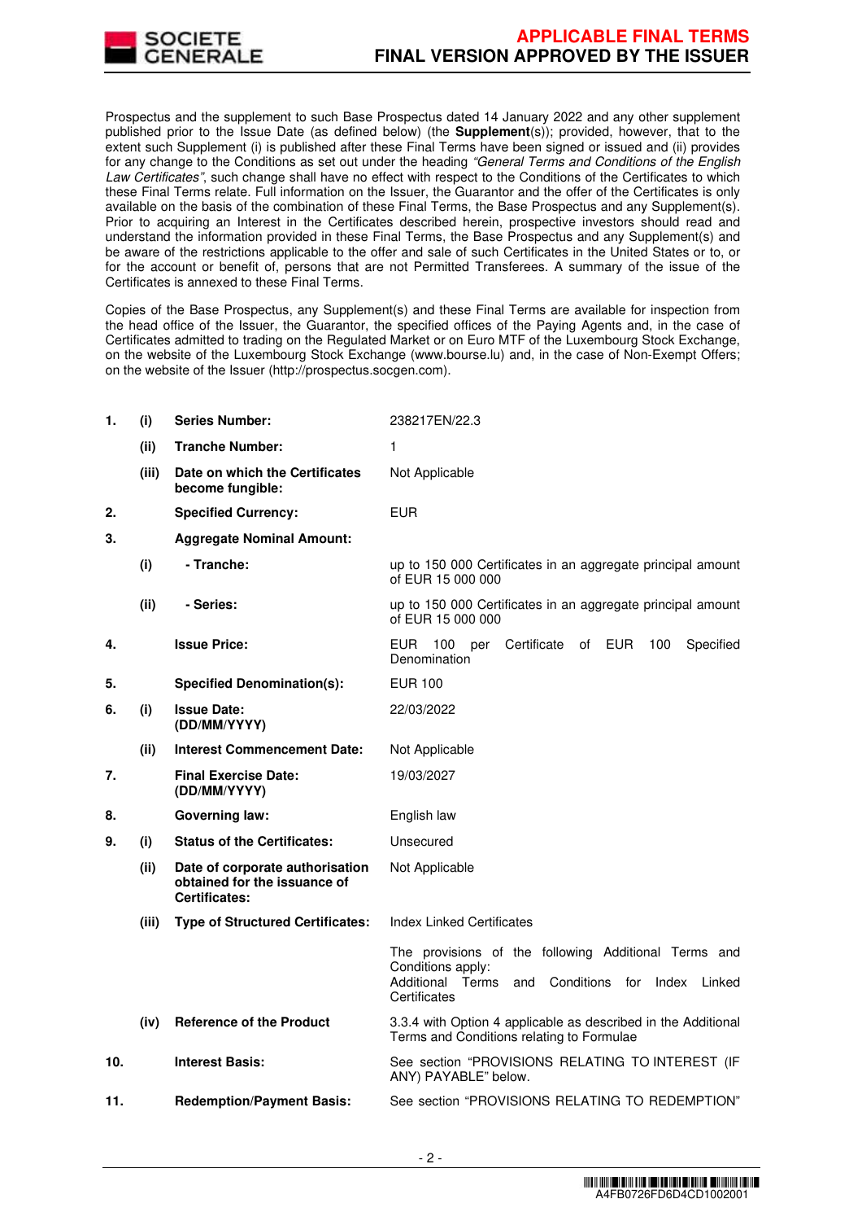Prospectus and the supplement to such Base Prospectus dated 14 January 2022 and any other supplement published prior to the Issue Date (as defined below) (the **Supplement**(s)); provided, however, that to the extent such Supplement (i) is published after these Final Terms have been signed or issued and (ii) provides for any change to the Conditions as set out under the heading *"General Terms and Conditions of the English Law Certificates"*, such change shall have no effect with respect to the Conditions of the Certificates to which these Final Terms relate. Full information on the Issuer, the Guarantor and the offer of the Certificates is only available on the basis of the combination of these Final Terms, the Base Prospectus and any Supplement(s). Prior to acquiring an Interest in the Certificates described herein, prospective investors should read and understand the information provided in these Final Terms, the Base Prospectus and any Supplement(s) and be aware of the restrictions applicable to the offer and sale of such Certificates in the United States or to, or for the account or benefit of, persons that are not Permitted Transferees. A summary of the issue of the Certificates is annexed to these Final Terms.

Copies of the Base Prospectus, any Supplement(s) and these Final Terms are available for inspection from the head office of the Issuer, the Guarantor, the specified offices of the Paying Agents and, in the case of Certificates admitted to trading on the Regulated Market or on Euro MTF of the Luxembourg Stock Exchange, on the website of the Luxembourg Stock Exchange (www.bourse.lu) and, in the case of Non-Exempt Offers; on the website of the Issuer (http://prospectus.socgen.com).

| | | | |
|---|---|---|---|
| **1.** | **(i)** | **Series Number:** | 238217EN/22.3 |
| | **(ii)** | **Tranche Number:** | 1 |
| | **(iii)** | **Date on which the Certificates become fungible:** | Not Applicable |
| **2.** | | **Specified Currency:** | EUR |
| **3.** | | **Aggregate Nominal Amount:** | |
| | **(i)** | **- Tranche:** | up to 150 000 Certificates in an aggregate principal amount of EUR 15 000 000 |
| | **(ii)** | **- Series:** | up to 150 000 Certificates in an aggregate principal amount of EUR 15 000 000 |
| **4.** | | **Issue Price:** | EUR 100 per Certificate of EUR 100 Specified Denomination |
| **5.** | | **Specified Denomination(s):** | EUR 100 |
| **6.** | **(i)** | **Issue Date: (DD/MM/YYYY)** | 22/03/2022 |
| | **(ii)** | **Interest Commencement Date:** | Not Applicable |
| **7.** | | **Final Exercise Date: (DD/MM/YYYY)** | 19/03/2027 |
| **8.** | | **Governing law:** | English law |
| **9.** | **(i)** | **Status of the Certificates:** | Unsecured |
| | **(ii)** | **Date of corporate authorisation obtained for the issuance of Certificates:** | Not Applicable |
| | **(iii)** | **Type of Structured Certificates:** | Index Linked Certificates<br><br>The provisions of the following Additional Terms and Conditions apply:<br>Additional Terms and Conditions for Index Linked Certificates |
| | **(iv)** | **Reference of the Product** | 3.3.4 with Option 4 applicable as described in the Additional Terms and Conditions relating to Formulae |
| **10.** | | **Interest Basis:** | See section "PROVISIONS RELATING TO INTEREST (IF ANY) PAYABLE" below. |
| **11.** | | **Redemption/Payment Basis:** | See section "PROVISIONS RELATING TO REDEMPTION" |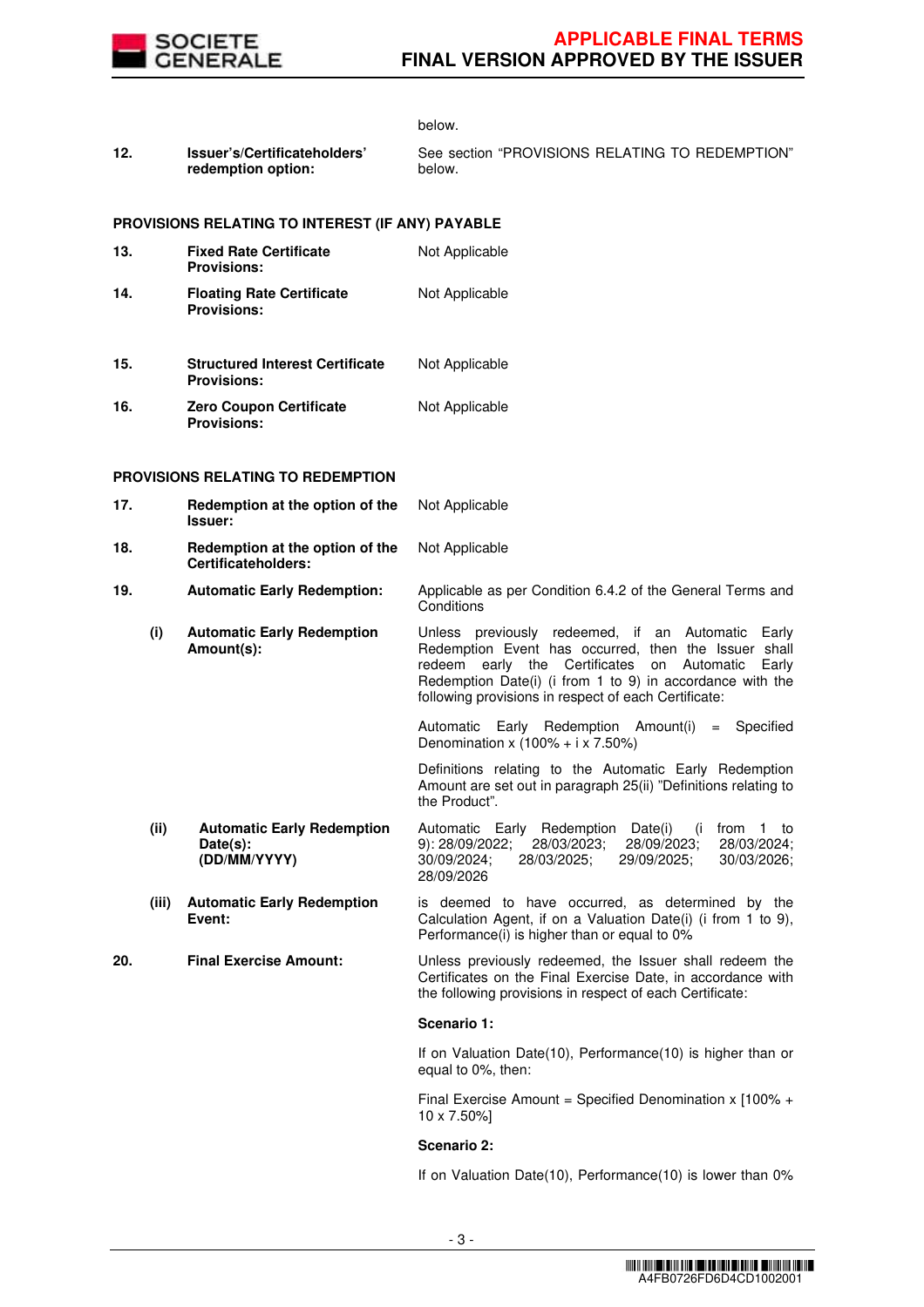| | | | |
|---|---|---|---|
| | | | below. |
| **12.** | | **Issuer's/Certificateholders' redemption option:** | See section "PROVISIONS RELATING TO REDEMPTION" below. |

**PROVISIONS RELATING TO INTEREST (IF ANY) PAYABLE**

| | | | |
|---|---|---|---|
| **13.** | | **Fixed Rate Certificate Provisions:** | Not Applicable |
| **14.** | | **Floating Rate Certificate Provisions:** | Not Applicable |
| **15.** | | **Structured Interest Certificate Provisions:** | Not Applicable |
| **16.** | | **Zero Coupon Certificate Provisions:** | Not Applicable |

**PROVISIONS RELATING TO REDEMPTION**

| | | | |
|---|---|---|---|
| **17.** | | **Redemption at the option of the Issuer:** | Not Applicable |
| **18.** | | **Redemption at the option of the Certificateholders:** | Not Applicable |
| **19.** | | **Automatic Early Redemption:** | Applicable as per Condition 6.4.2 of the General Terms and Conditions |
| | **(i)** | **Automatic Early Redemption Amount(s):** | Unless previously redeemed, if an Automatic Early Redemption Event has occurred, then the Issuer shall redeem early the Certificates on Automatic Early Redemption Date(i) (i from 1 to 9) in accordance with the following provisions in respect of each Certificate:<br><br>Automatic Early Redemption Amount(i) = Specified Denomination x (100% + i x 7.50%)<br><br>Definitions relating to the Automatic Early Redemption Amount are set out in paragraph 25(ii) "Definitions relating to the Product". |
| | **(ii)** | **Automatic Early Redemption Date(s): (DD/MM/YYYY)** | Automatic Early Redemption Date(i) (i from 1 to 9): 28/09/2022; 28/03/2023; 28/09/2023; 28/03/2024; 30/09/2024; 28/03/2025; 29/09/2025; 30/03/2026; 28/09/2026 |
| | **(iii)** | **Automatic Early Redemption Event:** | is deemed to have occurred, as determined by the Calculation Agent, if on a Valuation Date(i) (i from 1 to 9), Performance(i) is higher than or equal to 0% |
| **20.** | | **Final Exercise Amount:** | Unless previously redeemed, the Issuer shall redeem the Certificates on the Final Exercise Date, in accordance with the following provisions in respect of each Certificate:<br><br>**Scenario 1:**<br><br>If on Valuation Date(10), Performance(10) is higher than or equal to 0%, then:<br><br>Final Exercise Amount = Specified Denomination x [100% + 10 x 7.50%]<br><br>**Scenario 2:**<br><br>If on Valuation Date(10), Performance(10) is lower than 0% |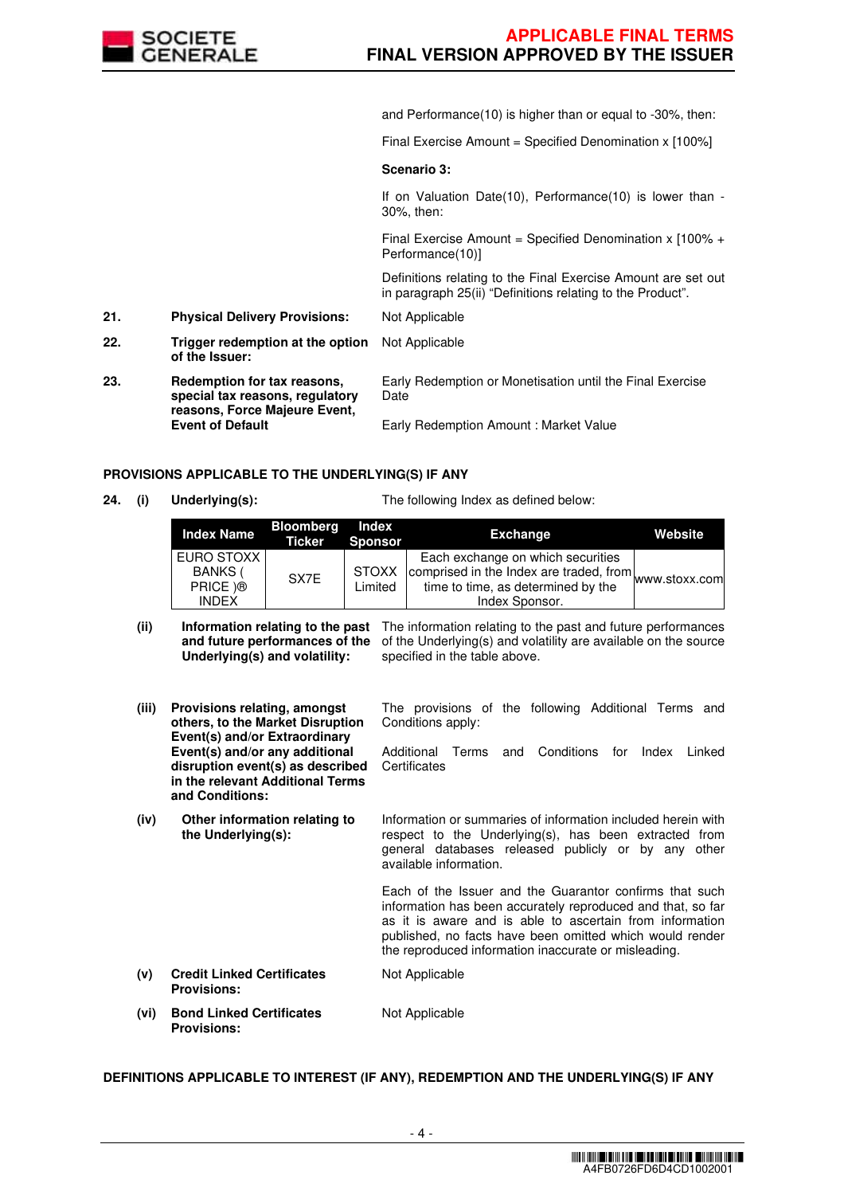and Performance(10) is higher than or equal to -30%, then:

Final Exercise Amount = Specified Denomination x [100%]

**Scenario 3:**

If on Valuation Date(10), Performance(10) is lower than -30%, then:

Final Exercise Amount = Specified Denomination x [100% + Performance(10)]

Definitions relating to the Final Exercise Amount are set out in paragraph 25(ii) "Definitions relating to the Product".

| | | |
|---|---|---|
| 21. | **Physical Delivery Provisions:** | Not Applicable |
| 22. | **Trigger redemption at the option of the Issuer:** | Not Applicable |
| 23. | **Redemption for tax reasons, special tax reasons, regulatory reasons, Force Majeure Event, Event of Default** | Early Redemption or Monetisation until the Final Exercise Date<br><br>Early Redemption Amount : Market Value |

**PROVISIONS APPLICABLE TO THE UNDERLYING(S) IF ANY**

24. (i) **Underlying(s):** The following Index as defined below:

| Index Name | Bloomberg Ticker | Index Sponsor | Exchange | Website |
|---|---|---|---|---|
| EURO STOXX BANKS ( PRICE )® INDEX | SX7E | STOXX Limited | Each exchange on which securities comprised in the Index are traded, from time to time, as determined by the Index Sponsor. | www.stoxx.com |

(ii) **Information relating to the past and future performances of the Underlying(s) and volatility:** The information relating to the past and future performances of the Underlying(s) and volatility are available on the source specified in the table above.

(iii) **Provisions relating, amongst others, to the Market Disruption Event(s) and/or Extraordinary Event(s) and/or any additional disruption event(s) as described in the relevant Additional Terms and Conditions:** The provisions of the following Additional Terms and Conditions apply:

Additional Terms and Conditions for Index Linked Certificates

(iv) **Other information relating to the Underlying(s):** Information or summaries of information included herein with respect to the Underlying(s), has been extracted from general databases released publicly or by any other available information.

Each of the Issuer and the Guarantor confirms that such information has been accurately reproduced and that, so far as it is aware and is able to ascertain from information published, no facts have been omitted which would render the reproduced information inaccurate or misleading.

(v) **Credit Linked Certificates Provisions:** Not Applicable

(vi) **Bond Linked Certificates Provisions:** Not Applicable

**DEFINITIONS APPLICABLE TO INTEREST (IF ANY), REDEMPTION AND THE UNDERLYING(S) IF ANY**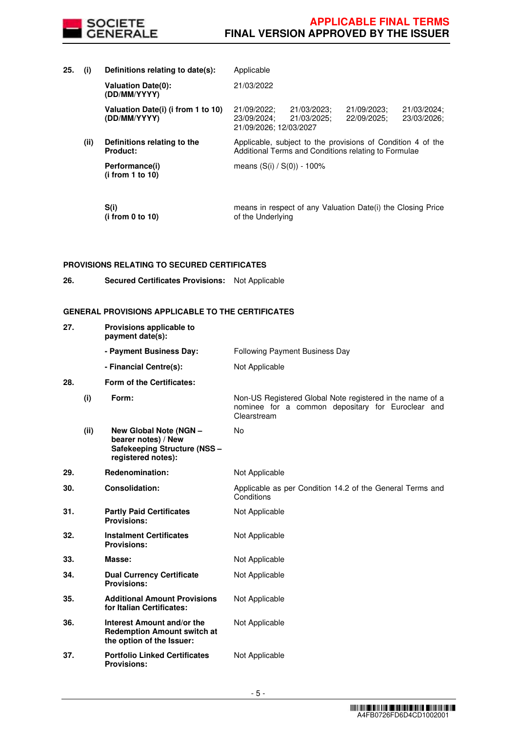| | | | |
|---|---|---|---|
| **25.** | **(i)** | **Definitions relating to date(s):** | Applicable |
| | | **Valuation Date(0): (DD/MM/YYYY)** | 21/03/2022 |
| | | **Valuation Date(i) (i from 1 to 10) (DD/MM/YYYY)** | 21/09/2022; 21/03/2023; 21/09/2023; 21/03/2024; 23/09/2024; 21/03/2025; 22/09/2025; 23/03/2026; 21/09/2026; 12/03/2027 |
| | **(ii)** | **Definitions relating to the Product:** | Applicable, subject to the provisions of Condition 4 of the Additional Terms and Conditions relating to Formulae |
| | | **Performance(i) (i from 1 to 10)** | means (S(i) / S(0)) - 100% |
| | | **S(i) (i from 0 to 10)** | means in respect of any Valuation Date(i) the Closing Price of the Underlying |

**PROVISIONS RELATING TO SECURED CERTIFICATES**

| | | | |
|---|---|---|---|
| **26.** | | **Secured Certificates Provisions:** | Not Applicable |

**GENERAL PROVISIONS APPLICABLE TO THE CERTIFICATES**

| | | | |
|---|---|---|---|
| **27.** | | **Provisions applicable to payment date(s):** | |
| | | **- Payment Business Day:** | Following Payment Business Day |
| | | **- Financial Centre(s):** | Not Applicable |
| **28.** | | **Form of the Certificates:** | |
| | **(i)** | **Form:** | Non-US Registered Global Note registered in the name of a nominee for a common depositary for Euroclear and Clearstream |
| | **(ii)** | **New Global Note (NGN – bearer notes) / New Safekeeping Structure (NSS – registered notes):** | No |
| **29.** | | **Redenomination:** | Not Applicable |
| **30.** | | **Consolidation:** | Applicable as per Condition 14.2 of the General Terms and Conditions |
| **31.** | | **Partly Paid Certificates Provisions:** | Not Applicable |
| **32.** | | **Instalment Certificates Provisions:** | Not Applicable |
| **33.** | | **Masse:** | Not Applicable |
| **34.** | | **Dual Currency Certificate Provisions:** | Not Applicable |
| **35.** | | **Additional Amount Provisions for Italian Certificates:** | Not Applicable |
| **36.** | | **Interest Amount and/or the Redemption Amount switch at the option of the Issuer:** | Not Applicable |
| **37.** | | **Portfolio Linked Certificates Provisions:** | Not Applicable |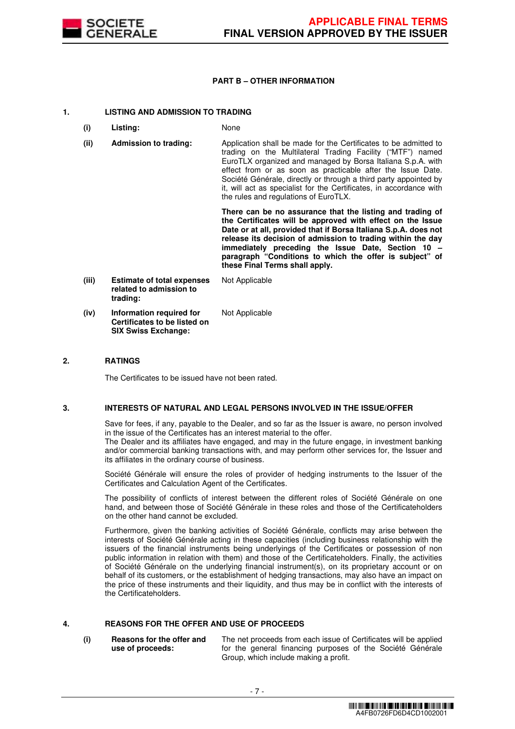**PART B – OTHER INFORMATION**

**1. LISTING AND ADMISSION TO TRADING**

| | | |
|---|---|---|
| (i) | **Listing:** | None |
| (ii) | **Admission to trading:** | Application shall be made for the Certificates to be admitted to trading on the Multilateral Trading Facility ("MTF") named EuroTLX organized and managed by Borsa Italiana S.p.A. with effect from or as soon as practicable after the Issue Date. Société Générale, directly or through a third party appointed by it, will act as specialist for the Certificates, in accordance with the rules and regulations of EuroTLX.<br><br>**There can be no assurance that the listing and trading of the Certificates will be approved with effect on the Issue Date or at all, provided that if Borsa Italiana S.p.A. does not release its decision of admission to trading within the day immediately preceding the Issue Date, Section 10 – paragraph "Conditions to which the offer is subject" of these Final Terms shall apply.** |
| (iii) | **Estimate of total expenses related to admission to trading:** | Not Applicable |
| (iv) | **Information required for Certificates to be listed on SIX Swiss Exchange:** | Not Applicable |

**2. RATINGS**

The Certificates to be issued have not been rated.

**3. INTERESTS OF NATURAL AND LEGAL PERSONS INVOLVED IN THE ISSUE/OFFER**

Save for fees, if any, payable to the Dealer, and so far as the Issuer is aware, no person involved in the issue of the Certificates has an interest material to the offer.
The Dealer and its affiliates have engaged, and may in the future engage, in investment banking and/or commercial banking transactions with, and may perform other services for, the Issuer and its affiliates in the ordinary course of business.

Société Générale will ensure the roles of provider of hedging instruments to the Issuer of the Certificates and Calculation Agent of the Certificates.

The possibility of conflicts of interest between the different roles of Société Générale on one hand, and between those of Société Générale in these roles and those of the Certificateholders on the other hand cannot be excluded.

Furthermore, given the banking activities of Société Générale, conflicts may arise between the interests of Société Générale acting in these capacities (including business relationship with the issuers of the financial instruments being underlyings of the Certificates or possession of non public information in relation with them) and those of the Certificateholders. Finally, the activities of Société Générale on the underlying financial instrument(s), on its proprietary account or on behalf of its customers, or the establishment of hedging transactions, may also have an impact on the price of these instruments and their liquidity, and thus may be in conflict with the interests of the Certificateholders.

**4. REASONS FOR THE OFFER AND USE OF PROCEEDS**

| | | |
|---|---|---|
| (i) | **Reasons for the offer and use of proceeds:** | The net proceeds from each issue of Certificates will be applied for the general financing purposes of the Société Générale Group, which include making a profit. |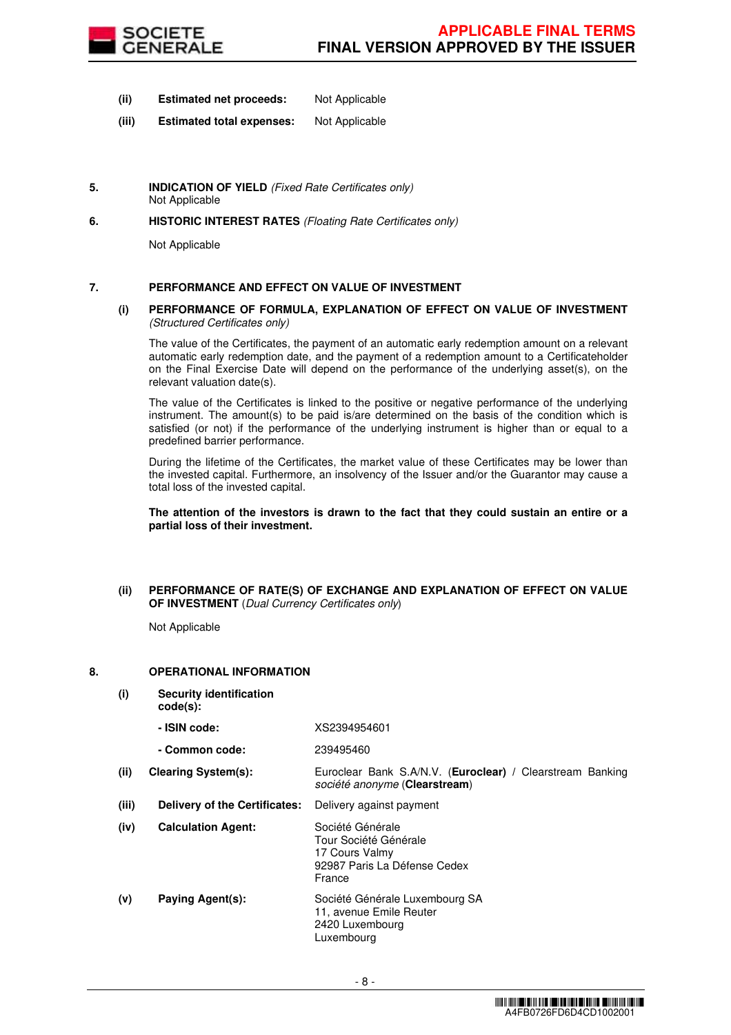(ii) **Estimated net proceeds:** Not Applicable

(iii) **Estimated total expenses:** Not Applicable

**5. INDICATION OF YIELD** *(Fixed Rate Certificates only)*

Not Applicable

**6. HISTORIC INTEREST RATES** *(Floating Rate Certificates only)*

Not Applicable

**7. PERFORMANCE AND EFFECT ON VALUE OF INVESTMENT**

**(i) PERFORMANCE OF FORMULA, EXPLANATION OF EFFECT ON VALUE OF INVESTMENT** *(Structured Certificates only)*

The value of the Certificates, the payment of an automatic early redemption amount on a relevant automatic early redemption date, and the payment of a redemption amount to a Certificateholder on the Final Exercise Date will depend on the performance of the underlying asset(s), on the relevant valuation date(s).

The value of the Certificates is linked to the positive or negative performance of the underlying instrument. The amount(s) to be paid is/are determined on the basis of the condition which is satisfied (or not) if the performance of the underlying instrument is higher than or equal to a predefined barrier performance.

During the lifetime of the Certificates, the market value of these Certificates may be lower than the invested capital. Furthermore, an insolvency of the Issuer and/or the Guarantor may cause a total loss of the invested capital.

**The attention of the investors is drawn to the fact that they could sustain an entire or a partial loss of their investment.**

**(ii) PERFORMANCE OF RATE(S) OF EXCHANGE AND EXPLANATION OF EFFECT ON VALUE OF INVESTMENT** (*Dual Currency Certificates only*)

Not Applicable

**8. OPERATIONAL INFORMATION**

(i) **Security identification code(s):**

- **- ISIN code:** XS2394954601
- **- Common code:** 239495460

(ii) **Clearing System(s):** Euroclear Bank S.A/N.V. (**Euroclear**) / Clearstream Banking *société anonyme* (**Clearstream**)

(iii) **Delivery of the Certificates:** Delivery against payment

(iv) **Calculation Agent:** Société Générale
Tour Société Générale
17 Cours Valmy
92987 Paris La Défense Cedex
France

(v) **Paying Agent(s):** Société Générale Luxembourg SA
11, avenue Emile Reuter
2420 Luxembourg
Luxembourg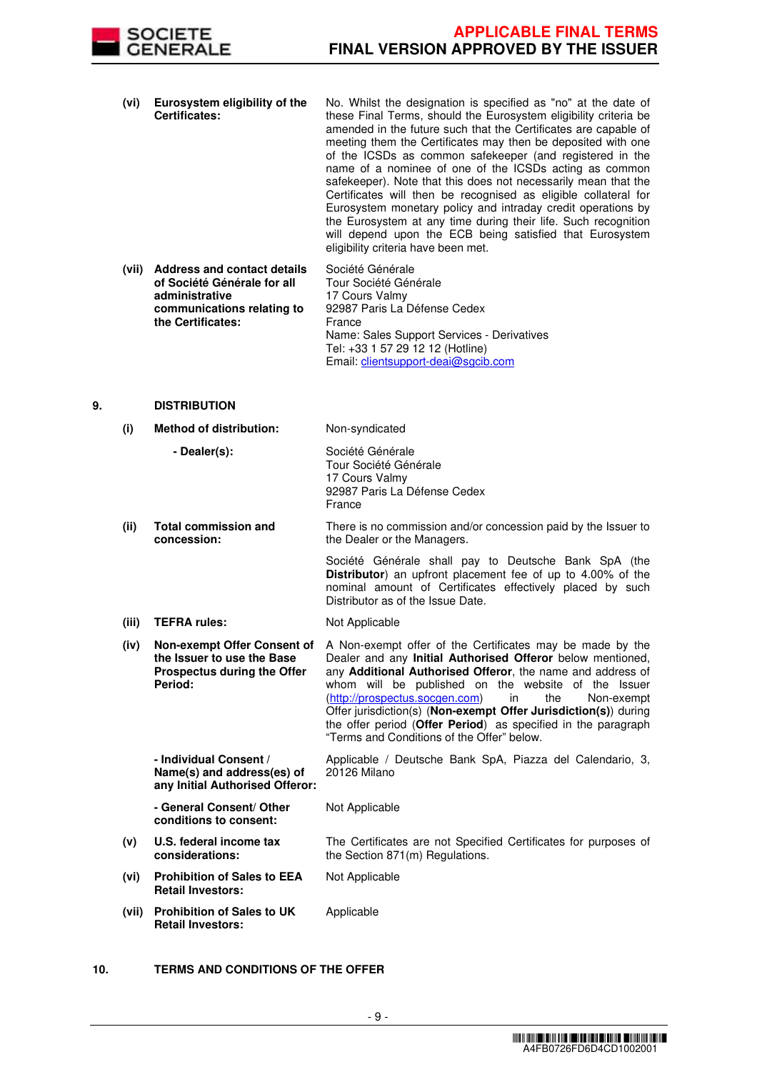| | | |
|---|---|---|
| **(vi)** | **Eurosystem eligibility of the Certificates:** | No. Whilst the designation is specified as "no" at the date of these Final Terms, should the Eurosystem eligibility criteria be amended in the future such that the Certificates are capable of meeting them the Certificates may then be deposited with one of the ICSDs as common safekeeper (and registered in the name of a nominee of one of the ICSDs acting as common safekeeper). Note that this does not necessarily mean that the Certificates will then be recognised as eligible collateral for Eurosystem monetary policy and intraday credit operations by the Eurosystem at any time during their life. Such recognition will depend upon the ECB being satisfied that Eurosystem eligibility criteria have been met. |
| **(vii)** | **Address and contact details of Société Générale for all administrative communications relating to the Certificates:** | Société Générale<br>Tour Société Générale<br>17 Cours Valmy<br>92987 Paris La Défense Cedex<br>France<br>Name: Sales Support Services - Derivatives<br>Tel: +33 1 57 29 12 12 (Hotline)<br>Email: clientsupport-deai@sgcib.com |

**9. DISTRIBUTION**

| | | |
|---|---|---|
| **(i)** | **Method of distribution:** | Non-syndicated |
| | **- Dealer(s):** | Société Générale<br>Tour Société Générale<br>17 Cours Valmy<br>92987 Paris La Défense Cedex<br>France |
| **(ii)** | **Total commission and concession:** | There is no commission and/or concession paid by the Issuer to the Dealer or the Managers.<br><br>Société Générale shall pay to Deutsche Bank SpA (the **Distributor**) an upfront placement fee of up to 4.00% of the nominal amount of Certificates effectively placed by such Distributor as of the Issue Date. |
| **(iii)** | **TEFRA rules:** | Not Applicable |
| **(iv)** | **Non-exempt Offer Consent of the Issuer to use the Base Prospectus during the Offer Period:** | A Non-exempt offer of the Certificates may be made by the Dealer and any **Initial Authorised Offeror** below mentioned, any **Additional Authorised Offeror**, the name and address of whom will be published on the website of the Issuer (http://prospectus.socgen.com) in the Non-exempt Offer jurisdiction(s) (**Non-exempt Offer Jurisdiction(s)**) during the offer period (**Offer Period**) as specified in the paragraph "Terms and Conditions of the Offer" below. |
| | **- Individual Consent / Name(s) and address(es) of any Initial Authorised Offeror:** | Applicable / Deutsche Bank SpA, Piazza del Calendario, 3, 20126 Milano |
| | **- General Consent/ Other conditions to consent:** | Not Applicable |
| **(v)** | **U.S. federal income tax considerations:** | The Certificates are not Specified Certificates for purposes of the Section 871(m) Regulations. |
| **(vi)** | **Prohibition of Sales to EEA Retail Investors:** | Not Applicable |
| **(vii)** | **Prohibition of Sales to UK Retail Investors:** | Applicable |

**10. TERMS AND CONDITIONS OF THE OFFER**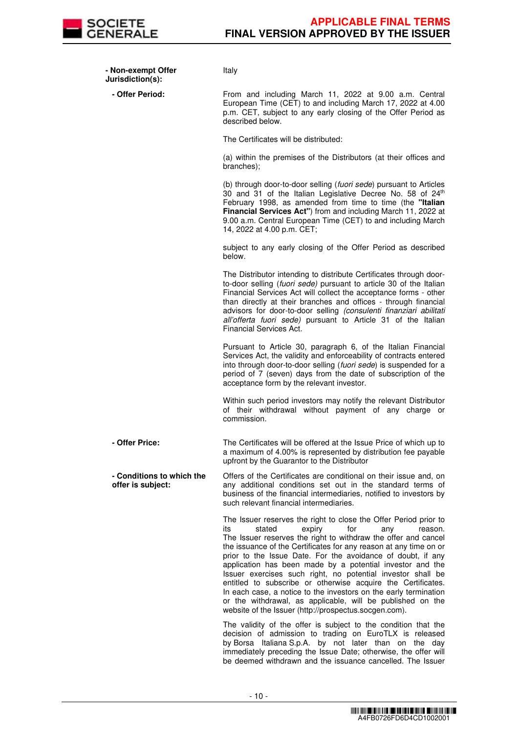| | |
|---|---|
| **- Non-exempt Offer Jurisdiction(s):** | Italy |
| **- Offer Period:** | From and including March 11, 2022 at 9.00 a.m. Central European Time (CET) to and including March 17, 2022 at 4.00 p.m. CET, subject to any early closing of the Offer Period as described below.<br><br>The Certificates will be distributed:<br><br>(a) within the premises of the Distributors (at their offices and branches);<br><br>(b) through door-to-door selling (*fuori sede*) pursuant to Articles 30 and 31 of the Italian Legislative Decree No. 58 of 24th February 1998, as amended from time to time (the **"Italian Financial Services Act"**) from and including March 11, 2022 at 9.00 a.m. Central European Time (CET) to and including March 14, 2022 at 4.00 p.m. CET;<br><br>subject to any early closing of the Offer Period as described below.<br><br>The Distributor intending to distribute Certificates through door-to-door selling (*fuori sede)* pursuant to article 30 of the Italian Financial Services Act will collect the acceptance forms - other than directly at their branches and offices - through financial advisors for door-to-door selling *(consulenti finanziari abilitati all'offerta fuori sede)* pursuant to Article 31 of the Italian Financial Services Act.<br><br>Pursuant to Article 30, paragraph 6, of the Italian Financial Services Act, the validity and enforceability of contracts entered into through door-to-door selling (*fuori sede*) is suspended for a period of 7 (seven) days from the date of subscription of the acceptance form by the relevant investor.<br><br>Within such period investors may notify the relevant Distributor of their withdrawal without payment of any charge or commission. |
| **- Offer Price:** | The Certificates will be offered at the Issue Price of which up to a maximum of 4.00% is represented by distribution fee payable upfront by the Guarantor to the Distributor |
| **- Conditions to which the offer is subject:** | Offers of the Certificates are conditional on their issue and, on any additional conditions set out in the standard terms of business of the financial intermediaries, notified to investors by such relevant financial intermediaries.<br><br>The Issuer reserves the right to close the Offer Period prior to its stated expiry for any reason. The Issuer reserves the right to withdraw the offer and cancel the issuance of the Certificates for any reason at any time on or prior to the Issue Date. For the avoidance of doubt, if any application has been made by a potential investor and the Issuer exercises such right, no potential investor shall be entitled to subscribe or otherwise acquire the Certificates. In each case, a notice to the investors on the early termination or the withdrawal, as applicable, will be published on the website of the Issuer (http://prospectus.socgen.com).<br><br>The validity of the offer is subject to the condition that the decision of admission to trading on EuroTLX is released by Borsa Italiana S.p.A. by not later than on the day immediately preceding the Issue Date; otherwise, the offer will be deemed withdrawn and the issuance cancelled. The Issuer |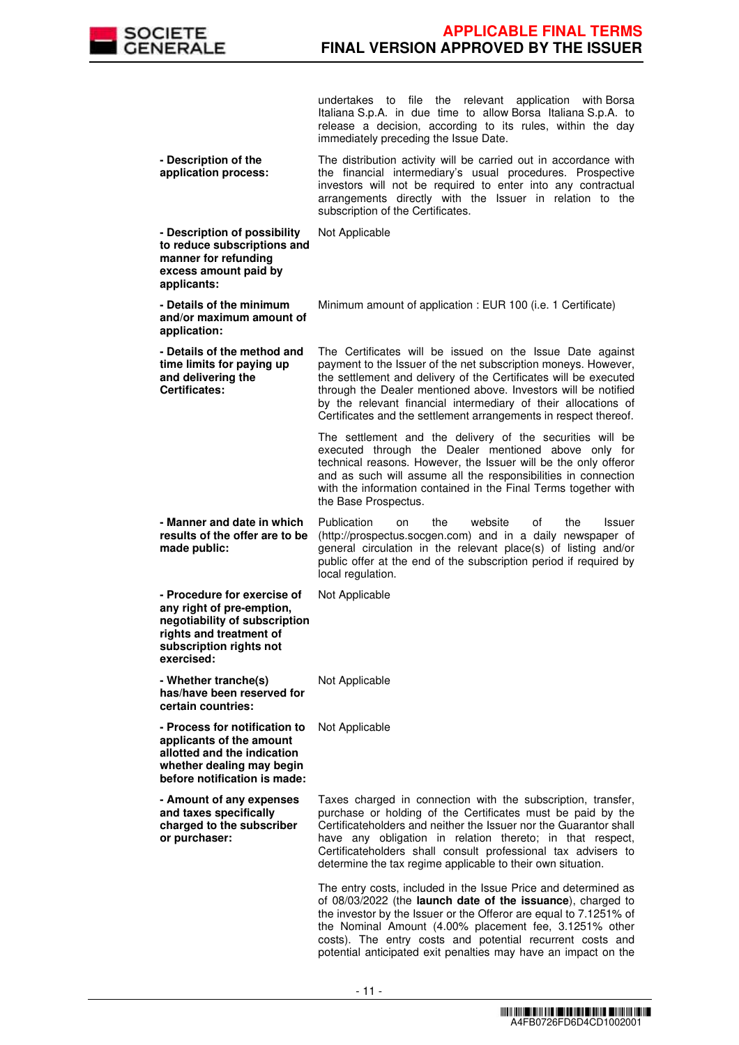| | |
|---|---|
| | undertakes to file the relevant application with Borsa Italiana S.p.A. in due time to allow Borsa Italiana S.p.A. to release a decision, according to its rules, within the day immediately preceding the Issue Date. |
| **- Description of the application process:** | The distribution activity will be carried out in accordance with the financial intermediary's usual procedures. Prospective investors will not be required to enter into any contractual arrangements directly with the Issuer in relation to the subscription of the Certificates. |
| **- Description of possibility to reduce subscriptions and manner for refunding excess amount paid by applicants:** | Not Applicable |
| **- Details of the minimum and/or maximum amount of application:** | Minimum amount of application : EUR 100 (i.e. 1 Certificate) |
| **- Details of the method and time limits for paying up and delivering the Certificates:** | The Certificates will be issued on the Issue Date against payment to the Issuer of the net subscription moneys. However, the settlement and delivery of the Certificates will be executed through the Dealer mentioned above. Investors will be notified by the relevant financial intermediary of their allocations of Certificates and the settlement arrangements in respect thereof.<br><br>The settlement and the delivery of the securities will be executed through the Dealer mentioned above only for technical reasons. However, the Issuer will be the only offeror and as such will assume all the responsibilities in connection with the information contained in the Final Terms together with the Base Prospectus. |
| **- Manner and date in which results of the offer are to be made public:** | Publication on the website of the Issuer (http://prospectus.socgen.com) and in a daily newspaper of general circulation in the relevant place(s) of listing and/or public offer at the end of the subscription period if required by local regulation. |
| **- Procedure for exercise of any right of pre-emption, negotiability of subscription rights and treatment of subscription rights not exercised:** | Not Applicable |
| **- Whether tranche(s) has/have been reserved for certain countries:** | Not Applicable |
| **- Process for notification to applicants of the amount allotted and the indication whether dealing may begin before notification is made:** | Not Applicable |
| **- Amount of any expenses and taxes specifically charged to the subscriber or purchaser:** | Taxes charged in connection with the subscription, transfer, purchase or holding of the Certificates must be paid by the Certificateholders and neither the Issuer nor the Guarantor shall have any obligation in relation thereto; in that respect, Certificateholders shall consult professional tax advisers to determine the tax regime applicable to their own situation.<br><br>The entry costs, included in the Issue Price and determined as of 08/03/2022 (the **launch date of the issuance**), charged to the investor by the Issuer or the Offeror are equal to 7.1251% of the Nominal Amount (4.00% placement fee, 3.1251% other costs). The entry costs and potential recurrent costs and potential anticipated exit penalties may have an impact on the |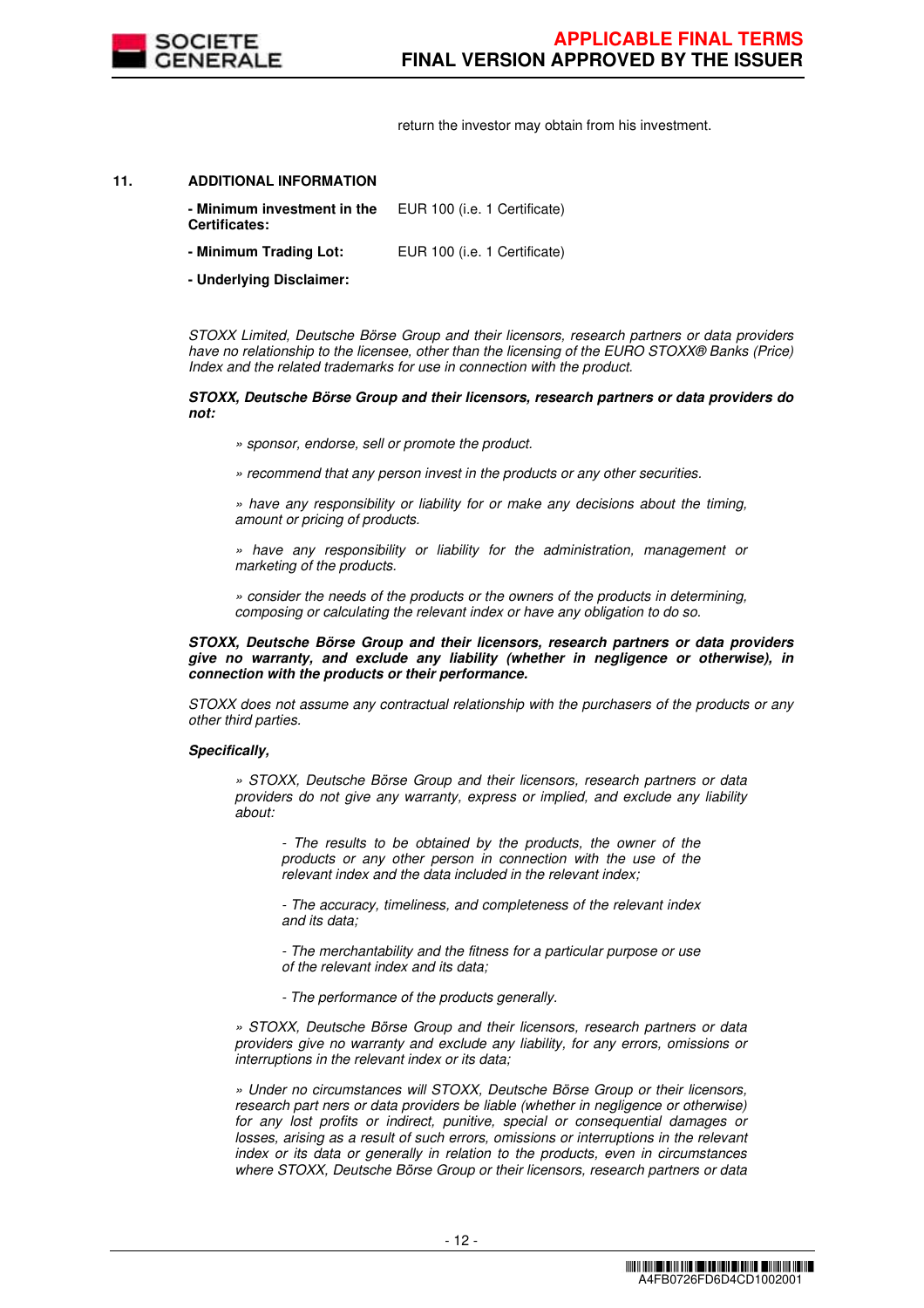return the investor may obtain from his investment.

**11. ADDITIONAL INFORMATION**

**- Minimum investment in the Certificates:** EUR 100 (i.e. 1 Certificate)

**- Minimum Trading Lot:** EUR 100 (i.e. 1 Certificate)

**- Underlying Disclaimer:**

*STOXX Limited, Deutsche Börse Group and their licensors, research partners or data providers have no relationship to the licensee, other than the licensing of the EURO STOXX® Banks (Price) Index and the related trademarks for use in connection with the product.*

***STOXX, Deutsche Börse Group and their licensors, research partners or data providers do not:***

*» sponsor, endorse, sell or promote the product.*

*» recommend that any person invest in the products or any other securities.*

*» have any responsibility or liability for or make any decisions about the timing, amount or pricing of products.*

*» have any responsibility or liability for the administration, management or marketing of the products.*

*» consider the needs of the products or the owners of the products in determining, composing or calculating the relevant index or have any obligation to do so.*

***STOXX, Deutsche Börse Group and their licensors, research partners or data providers give no warranty, and exclude any liability (whether in negligence or otherwise), in connection with the products or their performance.***

*STOXX does not assume any contractual relationship with the purchasers of the products or any other third parties.*

***Specifically,***

*» STOXX, Deutsche Börse Group and their licensors, research partners or data providers do not give any warranty, express or implied, and exclude any liability about:*

*- The results to be obtained by the products, the owner of the products or any other person in connection with the use of the relevant index and the data included in the relevant index;*

*- The accuracy, timeliness, and completeness of the relevant index and its data;*

*- The merchantability and the fitness for a particular purpose or use of the relevant index and its data;*

*- The performance of the products generally.*

*» STOXX, Deutsche Börse Group and their licensors, research partners or data providers give no warranty and exclude any liability, for any errors, omissions or interruptions in the relevant index or its data;*

*» Under no circumstances will STOXX, Deutsche Börse Group or their licensors, research part ners or data providers be liable (whether in negligence or otherwise) for any lost profits or indirect, punitive, special or consequential damages or losses, arising as a result of such errors, omissions or interruptions in the relevant index or its data or generally in relation to the products, even in circumstances where STOXX, Deutsche Börse Group or their licensors, research partners or data*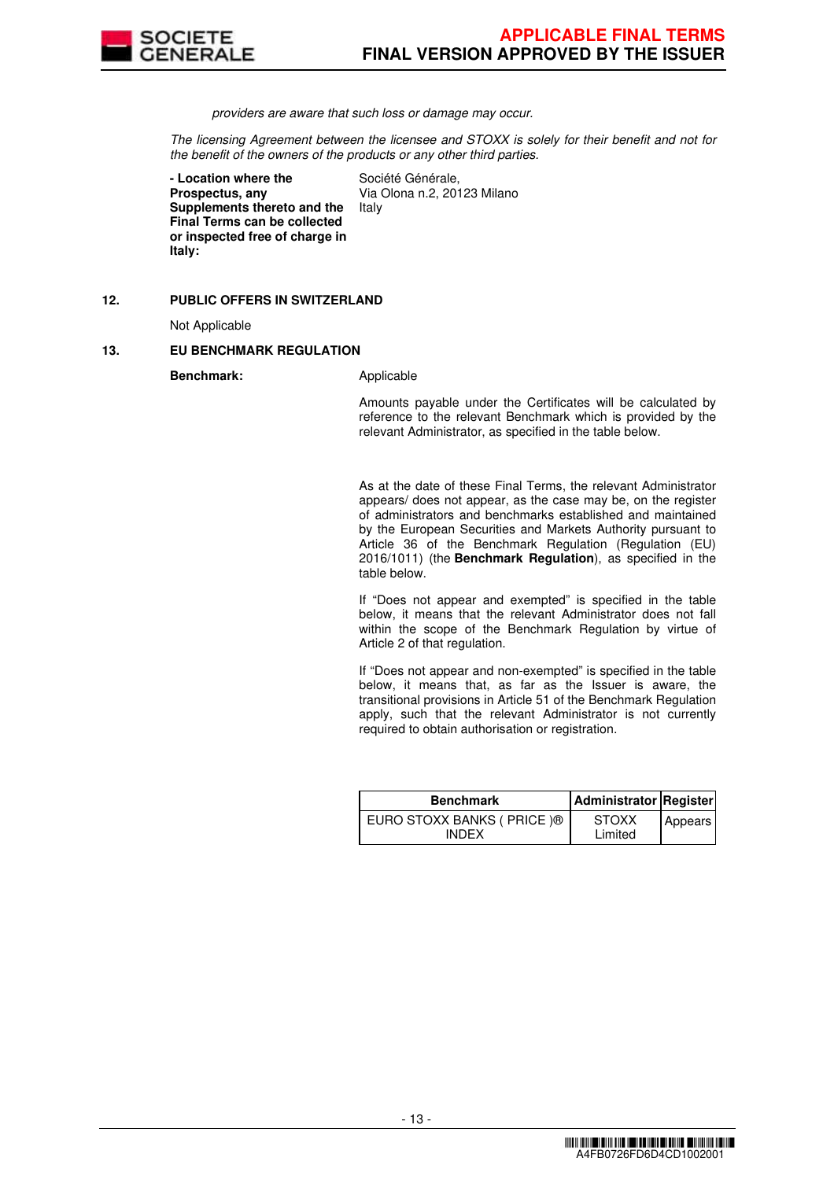*providers are aware that such loss or damage may occur.*

*The licensing Agreement between the licensee and STOXX is solely for their benefit and not for the benefit of the owners of the products or any other third parties.*

**- Location where the Prospectus, any Supplements thereto and the Final Terms can be collected or inspected free of charge in Italy:** Société Générale, Via Olona n.2, 20123 Milano Italy

## 12. PUBLIC OFFERS IN SWITZERLAND

Not Applicable

## 13. EU BENCHMARK REGULATION

**Benchmark:** Applicable

Amounts payable under the Certificates will be calculated by reference to the relevant Benchmark which is provided by the relevant Administrator, as specified in the table below.

As at the date of these Final Terms, the relevant Administrator appears/ does not appear, as the case may be, on the register of administrators and benchmarks established and maintained by the European Securities and Markets Authority pursuant to Article 36 of the Benchmark Regulation (Regulation (EU) 2016/1011) (the **Benchmark Regulation**), as specified in the table below.

If "Does not appear and exempted" is specified in the table below, it means that the relevant Administrator does not fall within the scope of the Benchmark Regulation by virtue of Article 2 of that regulation.

If "Does not appear and non-exempted" is specified in the table below, it means that, as far as the Issuer is aware, the transitional provisions in Article 51 of the Benchmark Regulation apply, such that the relevant Administrator is not currently required to obtain authorisation or registration.

| Benchmark | Administrator | Register |
|---|---|---|
| EURO STOXX BANKS ( PRICE )® INDEX | STOXX Limited | Appears |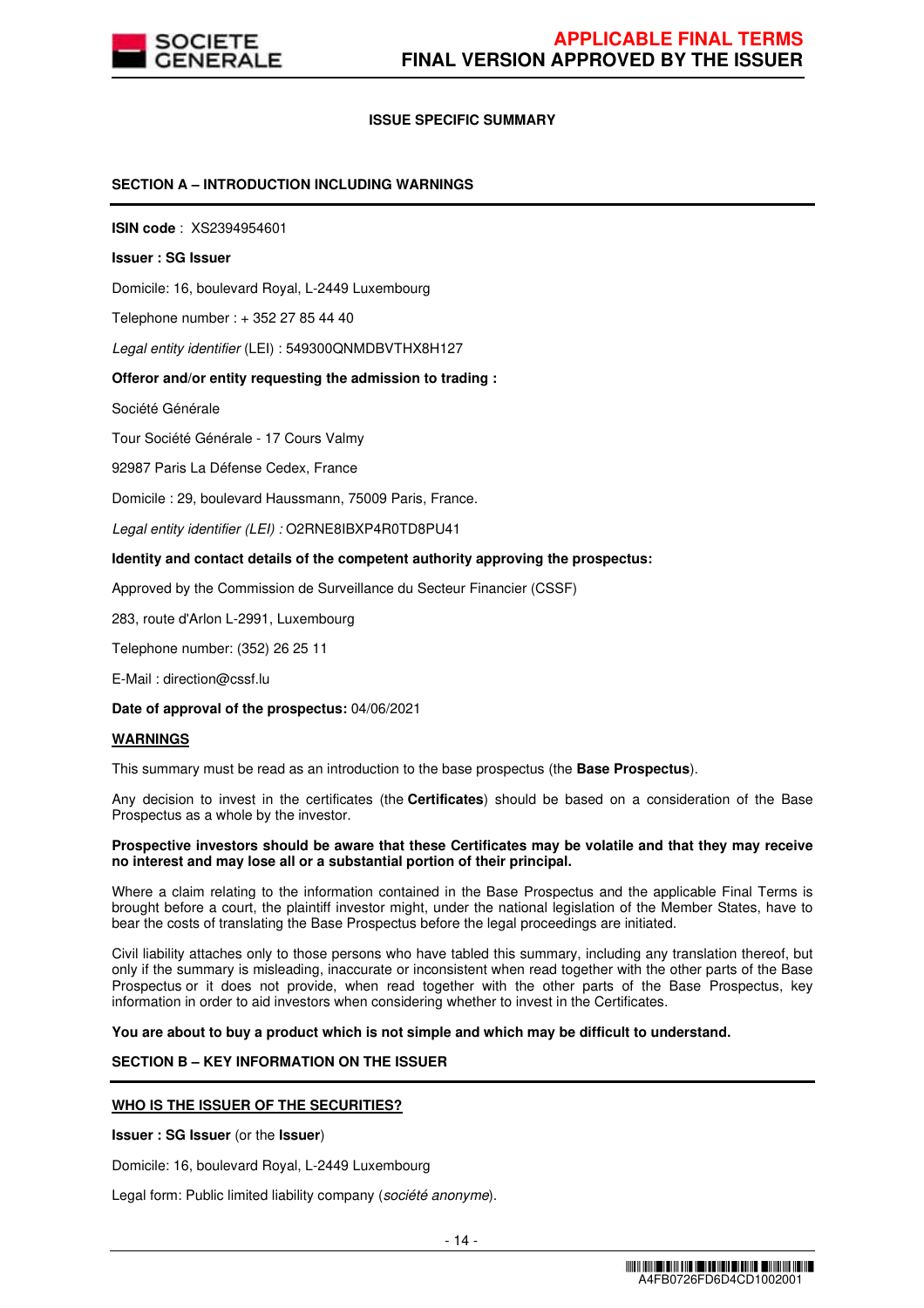## ISSUE SPECIFIC SUMMARY

### SECTION A – INTRODUCTION INCLUDING WARNINGS

**ISIN code** : XS2394954601

**Issuer : SG Issuer**

Domicile: 16, boulevard Royal, L-2449 Luxembourg

Telephone number : + 352 27 85 44 40

*Legal entity identifier* (LEI) : 549300QNMDBVTHX8H127

**Offeror and/or entity requesting the admission to trading :**

Société Générale

Tour Société Générale - 17 Cours Valmy

92987 Paris La Défense Cedex, France

Domicile : 29, boulevard Haussmann, 75009 Paris, France.

*Legal entity identifier (LEI) :* O2RNE8IBXP4R0TD8PU41

**Identity and contact details of the competent authority approving the prospectus:**

Approved by the Commission de Surveillance du Secteur Financier (CSSF)

283, route d'Arlon L-2991, Luxembourg

Telephone number: (352) 26 25 11

E-Mail : direction@cssf.lu

**Date of approval of the prospectus:** 04/06/2021

**WARNINGS**

This summary must be read as an introduction to the base prospectus (the **Base Prospectus**).

Any decision to invest in the certificates (the **Certificates**) should be based on a consideration of the Base Prospectus as a whole by the investor.

**Prospective investors should be aware that these Certificates may be volatile and that they may receive no interest and may lose all or a substantial portion of their principal.**

Where a claim relating to the information contained in the Base Prospectus and the applicable Final Terms is brought before a court, the plaintiff investor might, under the national legislation of the Member States, have to bear the costs of translating the Base Prospectus before the legal proceedings are initiated.

Civil liability attaches only to those persons who have tabled this summary, including any translation thereof, but only if the summary is misleading, inaccurate or inconsistent when read together with the other parts of the Base Prospectus or it does not provide, when read together with the other parts of the Base Prospectus, key information in order to aid investors when considering whether to invest in the Certificates.

**You are about to buy a product which is not simple and which may be difficult to understand.**

### SECTION B – KEY INFORMATION ON THE ISSUER

**WHO IS THE ISSUER OF THE SECURITIES?**

**Issuer : SG Issuer** (or the **Issuer**)

Domicile: 16, boulevard Royal, L-2449 Luxembourg

Legal form: Public limited liability company (*société anonyme*).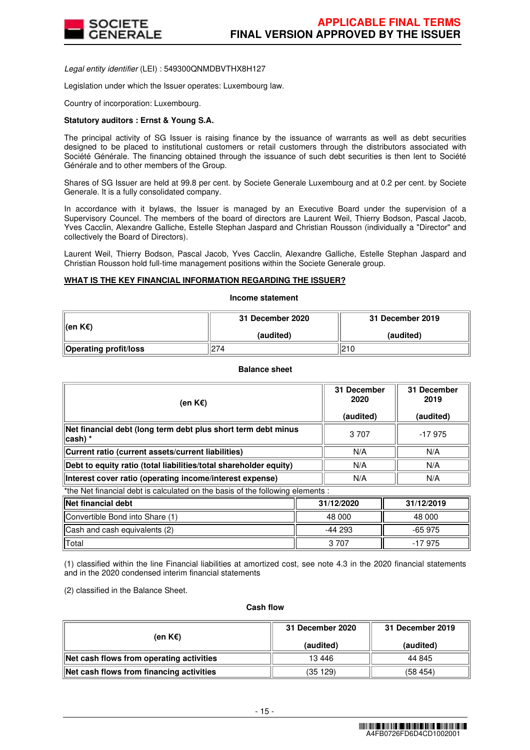*Legal entity identifier* (LEI) : 549300QNMDBVTHX8H127

Legislation under which the Issuer operates: Luxembourg law.

Country of incorporation: Luxembourg.

**Statutory auditors : Ernst & Young S.A.**

The principal activity of SG Issuer is raising finance by the issuance of warrants as well as debt securities designed to be placed to institutional customers or retail customers through the distributors associated with Société Générale. The financing obtained through the issuance of such debt securities is then lent to Société Générale and to other members of the Group.

Shares of SG Issuer are held at 99.8 per cent. by Societe Generale Luxembourg and at 0.2 per cent. by Societe Generale. It is a fully consolidated company.

In accordance with it bylaws, the Issuer is managed by an Executive Board under the supervision of a Supervisory Council. The members of the board of directors are Laurent Weil, Thierry Bodson, Pascal Jacob, Yves Cacclin, Alexandre Galliche, Estelle Stephan Jaspard and Christian Rousson (individually a "Director" and collectively the Board of Directors).

Laurent Weil, Thierry Bodson, Pascal Jacob, Yves Cacclin, Alexandre Galliche, Estelle Stephan Jaspard and Christian Rousson hold full-time management positions within the Societe Generale group.

**WHAT IS THE KEY FINANCIAL INFORMATION REGARDING THE ISSUER?**

**Income statement**

| (en K€) | 31 December 2020 (audited) | 31 December 2019 (audited) |
|---|---|---|
| **Operating profit/loss** | 274 | 210 |

**Balance sheet**

| (en K€) | 31 December 2020 (audited) | 31 December 2019 (audited) |
|---|---|---|
| **Net financial debt (long term debt plus short term debt minus cash) \*** | 3 707 | -17 975 |
| **Current ratio (current assets/current liabilities)** | N/A | N/A |
| **Debt to equity ratio (total liabilities/total shareholder equity)** | N/A | N/A |
| **Interest cover ratio (operating income/interest expense)** | N/A | N/A |

\*the Net financial debt is calculated on the basis of the following elements :

| Net financial debt | 31/12/2020 | 31/12/2019 |
|---|---|---|
| Convertible Bond into Share (1) | 48 000 | 48 000 |
| Cash and cash equivalents (2) | -44 293 | -65 975 |
| Total | 3 707 | -17 975 |

(1) classified within the line Financial liabilities at amortized cost, see note 4.3 in the 2020 financial statements and in the 2020 condensed interim financial statements

(2) classified in the Balance Sheet.

**Cash flow**

| (en K€) | 31 December 2020 (audited) | 31 December 2019 (audited) |
|---|---|---|
| **Net cash flows from operating activities** | 13 446 | 44 845 |
| **Net cash flows from financing activities** | (35 129) | (58 454) |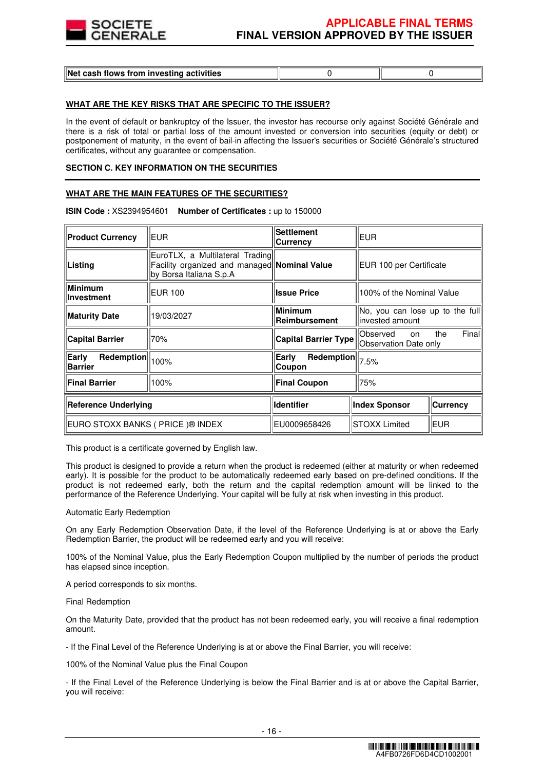| Net cash flows from investing activities | 0 | 0 |
|---|---|---|

**WHAT ARE THE KEY RISKS THAT ARE SPECIFIC TO THE ISSUER?**

In the event of default or bankruptcy of the Issuer, the investor has recourse only against Société Générale and there is a risk of total or partial loss of the amount invested or conversion into securities (equity or debt) or postponement of maturity, in the event of bail-in affecting the Issuer's securities or Société Générale's structured certificates, without any guarantee or compensation.

**SECTION C. KEY INFORMATION ON THE SECURITIES**

**WHAT ARE THE MAIN FEATURES OF THE SECURITIES?**

**ISIN Code :** XS2394954601 **Number of Certificates :** up to 150000

| **Product Currency** | EUR | **Settlement Currency** | EUR |
|---|---|---|---|
| **Listing** | EuroTLX, a Multilateral Trading Facility organized and managed by Borsa Italiana S.p.A | **Nominal Value** | EUR 100 per Certificate |
| **Minimum Investment** | EUR 100 | **Issue Price** | 100% of the Nominal Value |
| **Maturity Date** | 19/03/2027 | **Minimum Reimbursement** | No, you can lose up to the full invested amount |
| **Capital Barrier** | 70% | **Capital Barrier Type** | Observed on the Final Observation Date only |
| **Early Redemption Barrier** | 100% | **Early Redemption Coupon** | 7.5% |
| **Final Barrier** | 100% | **Final Coupon** | 75% |

| **Reference Underlying** | **Identifier** | **Index Sponsor** | **Currency** |
|---|---|---|---|
| EURO STOXX BANKS ( PRICE )® INDEX | EU0009658426 | STOXX Limited | EUR |

This product is a certificate governed by English law.

This product is designed to provide a return when the product is redeemed (either at maturity or when redeemed early). It is possible for the product to be automatically redeemed early based on pre-defined conditions. If the product is not redeemed early, both the return and the capital redemption amount will be linked to the performance of the Reference Underlying. Your capital will be fully at risk when investing in this product.

Automatic Early Redemption

On any Early Redemption Observation Date, if the level of the Reference Underlying is at or above the Early Redemption Barrier, the product will be redeemed early and you will receive:

100% of the Nominal Value, plus the Early Redemption Coupon multiplied by the number of periods the product has elapsed since inception.

A period corresponds to six months.

Final Redemption

On the Maturity Date, provided that the product has not been redeemed early, you will receive a final redemption amount.

- If the Final Level of the Reference Underlying is at or above the Final Barrier, you will receive:

100% of the Nominal Value plus the Final Coupon

- If the Final Level of the Reference Underlying is below the Final Barrier and is at or above the Capital Barrier, you will receive: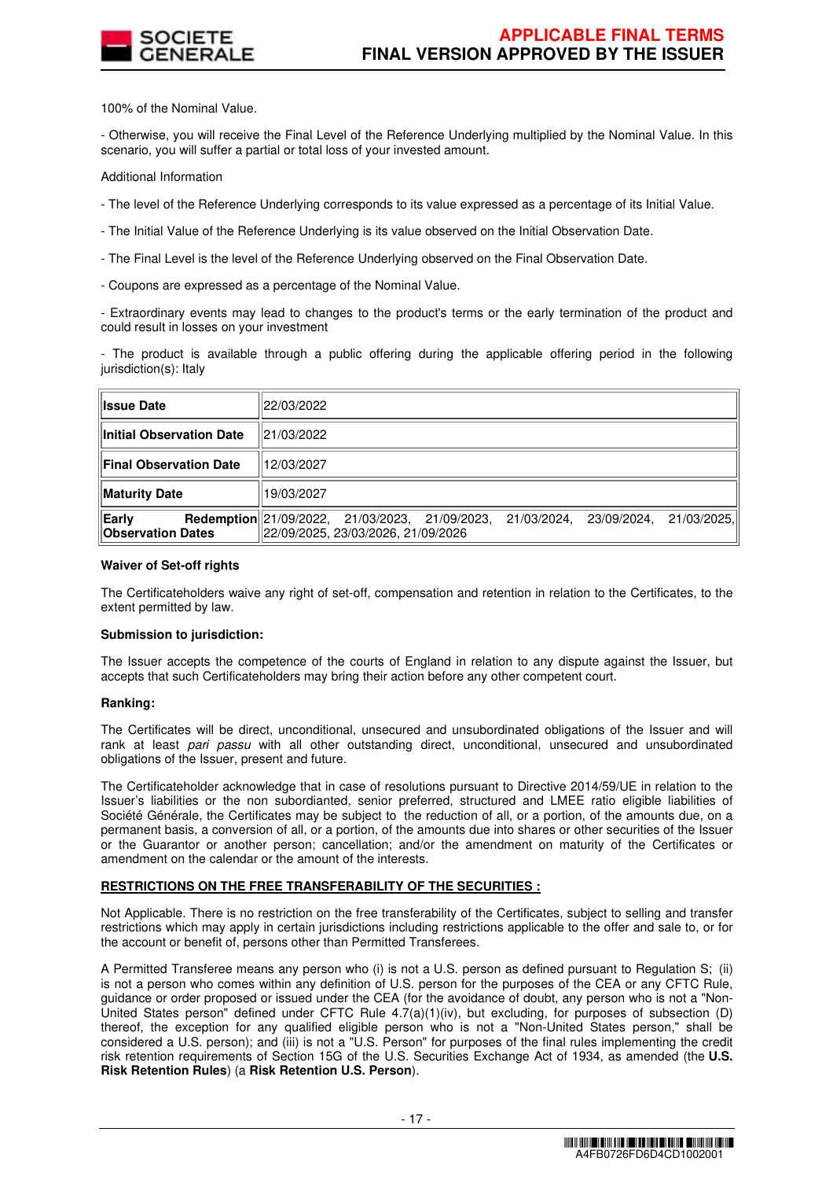100% of the Nominal Value.

- Otherwise, you will receive the Final Level of the Reference Underlying multiplied by the Nominal Value. In this scenario, you will suffer a partial or total loss of your invested amount.

Additional Information

- The level of the Reference Underlying corresponds to its value expressed as a percentage of its Initial Value.

- The Initial Value of the Reference Underlying is its value observed on the Initial Observation Date.

- The Final Level is the level of the Reference Underlying observed on the Final Observation Date.

- Coupons are expressed as a percentage of the Nominal Value.

- Extraordinary events may lead to changes to the product's terms or the early termination of the product and could result in losses on your investment

- The product is available through a public offering during the applicable offering period in the following jurisdiction(s): Italy

| | |
|---|---|
| **Issue Date** | 22/03/2022 |
| **Initial Observation Date** | 21/03/2022 |
| **Final Observation Date** | 12/03/2027 |
| **Maturity Date** | 19/03/2027 |
| **Early Redemption Observation Dates** | 21/09/2022, 21/03/2023, 21/09/2023, 21/03/2024, 23/09/2024, 21/03/2025, 22/09/2025, 23/03/2026, 21/09/2026 |

**Waiver of Set-off rights**

The Certificateholders waive any right of set-off, compensation and retention in relation to the Certificates, to the extent permitted by law.

**Submission to jurisdiction:**

The Issuer accepts the competence of the courts of England in relation to any dispute against the Issuer, but accepts that such Certificateholders may bring their action before any other competent court.

**Ranking:**

The Certificates will be direct, unconditional, unsecured and unsubordinated obligations of the Issuer and will rank at least *pari passu* with all other outstanding direct, unconditional, unsecured and unsubordinated obligations of the Issuer, present and future.

The Certificateholder acknowledge that in case of resolutions pursuant to Directive 2014/59/UE in relation to the Issuer's liabilities or the non subordinated, senior preferred, structured and LMEE ratio eligible liabilities of Société Générale, the Certificates may be subject to the reduction of all, or a portion, of the amounts due, on a permanent basis, a conversion of all, or a portion, of the amounts due into shares or other securities of the Issuer or the Guarantor or another person; cancellation; and/or the amendment on maturity of the Certificates or amendment on the calendar or the amount of the interests.

**RESTRICTIONS ON THE FREE TRANSFERABILITY OF THE SECURITIES :**

Not Applicable. There is no restriction on the free transferability of the Certificates, subject to selling and transfer restrictions which may apply in certain jurisdictions including restrictions applicable to the offer and sale to, or for the account or benefit of, persons other than Permitted Transferees.

A Permitted Transferee means any person who (i) is not a U.S. person as defined pursuant to Regulation S; (ii) is not a person who comes within any definition of U.S. person for the purposes of the CEA or any CFTC Rule, guidance or order proposed or issued under the CEA (for the avoidance of doubt, any person who is not a "Non-United States person" defined under CFTC Rule 4.7(a)(1)(iv), but excluding, for purposes of subsection (D) thereof, the exception for any qualified eligible person who is not a "Non-United States person," shall be considered a U.S. person); and (iii) is not a "U.S. Person" for purposes of the final rules implementing the credit risk retention requirements of Section 15G of the U.S. Securities Exchange Act of 1934, as amended (the **U.S. Risk Retention Rules**) (a **Risk Retention U.S. Person**).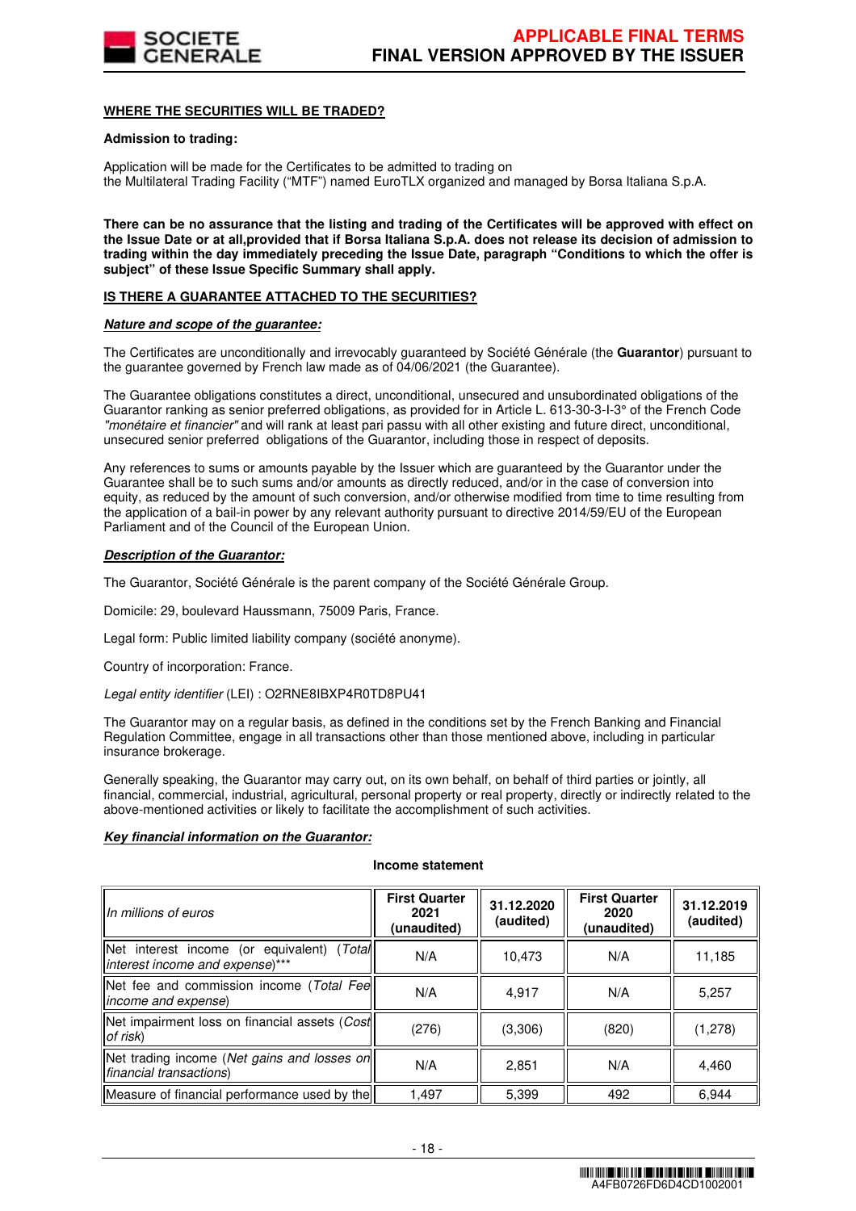**WHERE THE SECURITIES WILL BE TRADED?**

**Admission to trading:**

Application will be made for the Certificates to be admitted to trading on
the Multilateral Trading Facility ("MTF") named EuroTLX organized and managed by Borsa Italiana S.p.A.

**There can be no assurance that the listing and trading of the Certificates will be approved with effect on the Issue Date or at all,provided that if Borsa Italiana S.p.A. does not release its decision of admission to trading within the day immediately preceding the Issue Date, paragraph "Conditions to which the offer is subject" of these Issue Specific Summary shall apply.**

**IS THERE A GUARANTEE ATTACHED TO THE SECURITIES?**

***Nature and scope of the guarantee:***

The Certificates are unconditionally and irrevocably guaranteed by Société Générale (the **Guarantor**) pursuant to the guarantee governed by French law made as of 04/06/2021 (the Guarantee).

The Guarantee obligations constitutes a direct, unconditional, unsecured and unsubordinated obligations of the Guarantor ranking as senior preferred obligations, as provided for in Article L. 613-30-3-I-3° of the French Code *"monétaire et financier"* and will rank at least pari passu with all other existing and future direct, unconditional, unsecured senior preferred obligations of the Guarantor, including those in respect of deposits.

Any references to sums or amounts payable by the Issuer which are guaranteed by the Guarantor under the Guarantee shall be to such sums and/or amounts as directly reduced, and/or in the case of conversion into equity, as reduced by the amount of such conversion, and/or otherwise modified from time to time resulting from the application of a bail-in power by any relevant authority pursuant to directive 2014/59/EU of the European Parliament and of the Council of the European Union.

***Description of the Guarantor:***

The Guarantor, Société Générale is the parent company of the Société Générale Group.

Domicile: 29, boulevard Haussmann, 75009 Paris, France.

Legal form: Public limited liability company (société anonyme).

Country of incorporation: France.

*Legal entity identifier* (LEI) : O2RNE8IBXP4R0TD8PU41

The Guarantor may on a regular basis, as defined in the conditions set by the French Banking and Financial Regulation Committee, engage in all transactions other than those mentioned above, including in particular insurance brokerage.

Generally speaking, the Guarantor may carry out, on its own behalf, on behalf of third parties or jointly, all financial, commercial, industrial, agricultural, personal property or real property, directly or indirectly related to the above-mentioned activities or likely to facilitate the accomplishment of such activities.

***Key financial information on the Guarantor:***

**Income statement**

| *In millions of euros* | **First Quarter 2021 (unaudited)** | **31.12.2020 (audited)** | **First Quarter 2020 (unaudited)** | **31.12.2019 (audited)** |
|---|---|---|---|---|
| Net interest income (or equivalent) (*Total interest income and expense)\*\*\** | N/A | 10,473 | N/A | 11,185 |
| Net fee and commission income (*Total Fee income and expense*) | N/A | 4,917 | N/A | 5,257 |
| Net impairment loss on financial assets (*Cost of risk*) | (276) | (3,306) | (820) | (1,278) |
| Net trading income (*Net gains and losses on financial transactions*) | N/A | 2,851 | N/A | 4,460 |
| Measure of financial performance used by the | 1,497 | 5,399 | 492 | 6,944 |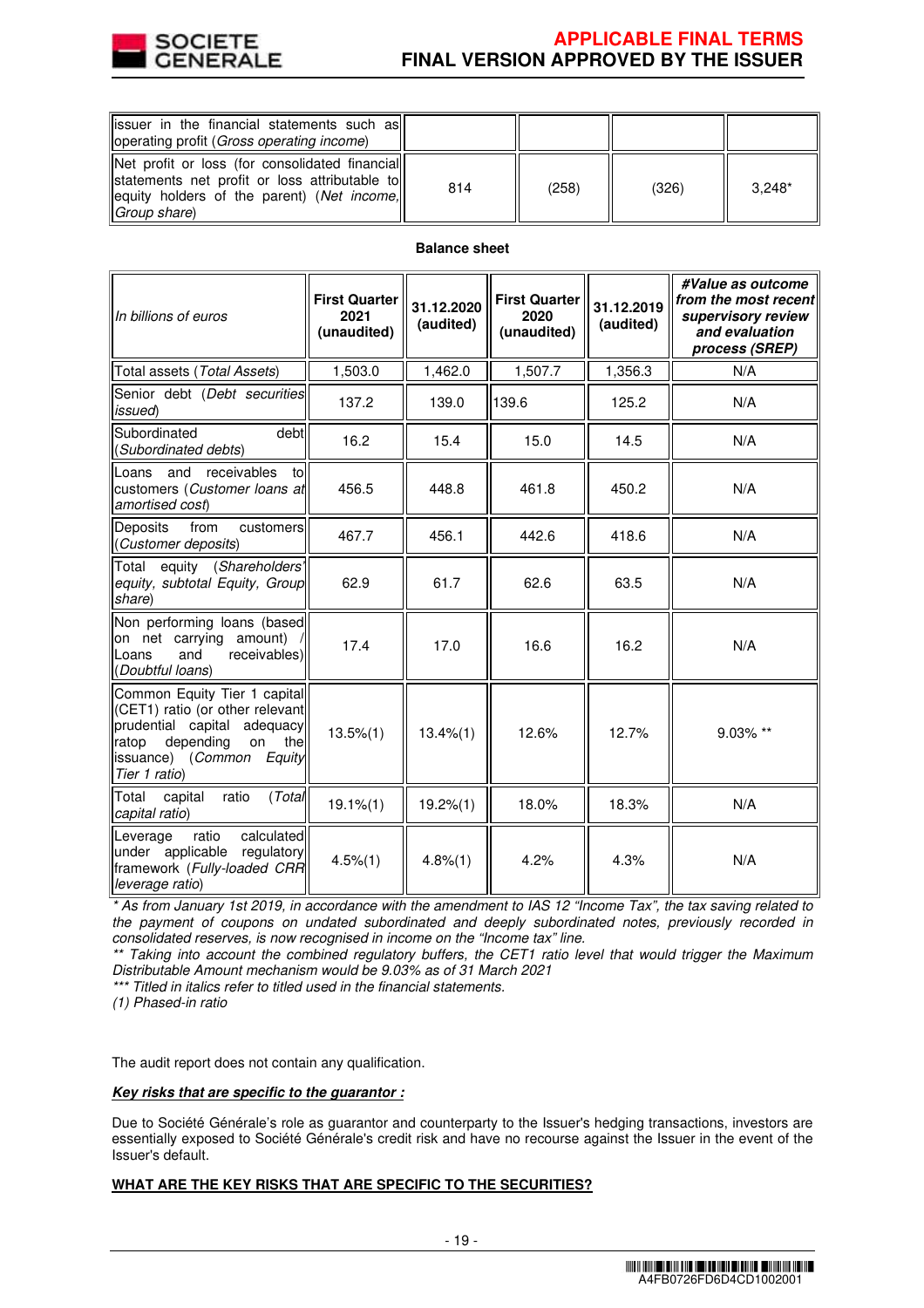| issuer in the financial statements such as operating profit (*Gross operating income*) | | | | |
|---|---|---|---|---|
| Net profit or loss (for consolidated financial statements net profit or loss attributable to equity holders of the parent) (*Net income, Group share*) | 814 | (258) | (326) | 3,248* |

**Balance sheet**

| *In billions of euros* | First Quarter 2021 (unaudited) | 31.12.2020 (audited) | First Quarter 2020 (unaudited) | 31.12.2019 (audited) | *#Value as outcome from the most recent supervisory review and evaluation process (SREP)* |
|---|---|---|---|---|---|
| Total assets (*Total Assets*) | 1,503.0 | 1,462.0 | 1,507.7 | 1,356.3 | N/A |
| Senior debt (*Debt securities issued*) | 137.2 | 139.0 | 139.6 | 125.2 | N/A |
| Subordinated debt (*Subordinated debts*) | 16.2 | 15.4 | 15.0 | 14.5 | N/A |
| Loans and receivables to customers (*Customer loans at amortised cost*) | 456.5 | 448.8 | 461.8 | 450.2 | N/A |
| Deposits from customers (*Customer deposits*) | 467.7 | 456.1 | 442.6 | 418.6 | N/A |
| Total equity (*Shareholders' equity, subtotal Equity, Group share*) | 62.9 | 61.7 | 62.6 | 63.5 | N/A |
| Non performing loans (based on net carrying amount) / Loans and receivables) (*Doubtful loans*) | 17.4 | 17.0 | 16.6 | 16.2 | N/A |
| Common Equity Tier 1 capital (CET1) ratio (or other relevant prudential capital adequacy ratop depending on the issuance) (*Common Equity Tier 1 ratio*) | 13.5%(1) | 13.4%(1) | 12.6% | 12.7% | 9.03% ** |
| Total capital ratio (*Total capital ratio*) | 19.1%(1) | 19.2%(1) | 18.0% | 18.3% | N/A |
| Leverage ratio calculated under applicable regulatory framework (*Fully-loaded CRR leverage ratio*) | 4.5%(1) | 4.8%(1) | 4.2% | 4.3% | N/A |

*\* As from January 1st 2019, in accordance with the amendment to IAS 12 "Income Tax", the tax saving related to the payment of coupons on undated subordinated and deeply subordinated notes, previously recorded in consolidated reserves, is now recognised in income on the "Income tax" line.*

*\*\* Taking into account the combined regulatory buffers, the CET1 ratio level that would trigger the Maximum Distributable Amount mechanism would be 9.03% as of 31 March 2021*

*\*\*\* Titled in italics refer to titled used in the financial statements.*

*(1) Phased-in ratio*

The audit report does not contain any qualification.

***Key risks that are specific to the guarantor :***

Due to Société Générale's role as guarantor and counterparty to the Issuer's hedging transactions, investors are essentially exposed to Société Générale's credit risk and have no recourse against the Issuer in the event of the Issuer's default.

**WHAT ARE THE KEY RISKS THAT ARE SPECIFIC TO THE SECURITIES?**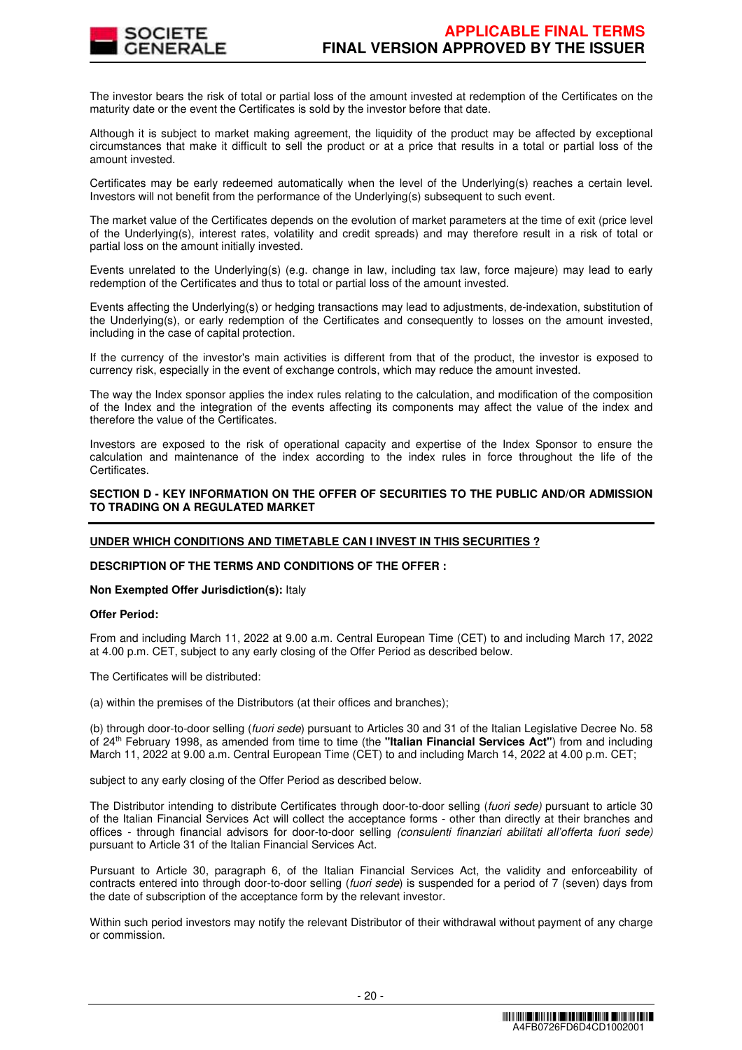The investor bears the risk of total or partial loss of the amount invested at redemption of the Certificates on the maturity date or the event the Certificates is sold by the investor before that date.

Although it is subject to market making agreement, the liquidity of the product may be affected by exceptional circumstances that make it difficult to sell the product or at a price that results in a total or partial loss of the amount invested.

Certificates may be early redeemed automatically when the level of the Underlying(s) reaches a certain level. Investors will not benefit from the performance of the Underlying(s) subsequent to such event.

The market value of the Certificates depends on the evolution of market parameters at the time of exit (price level of the Underlying(s), interest rates, volatility and credit spreads) and may therefore result in a risk of total or partial loss on the amount initially invested.

Events unrelated to the Underlying(s) (e.g. change in law, including tax law, force majeure) may lead to early redemption of the Certificates and thus to total or partial loss of the amount invested.

Events affecting the Underlying(s) or hedging transactions may lead to adjustments, de-indexation, substitution of the Underlying(s), or early redemption of the Certificates and consequently to losses on the amount invested, including in the case of capital protection.

If the currency of the investor's main activities is different from that of the product, the investor is exposed to currency risk, especially in the event of exchange controls, which may reduce the amount invested.

The way the Index sponsor applies the index rules relating to the calculation, and modification of the composition of the Index and the integration of the events affecting its components may affect the value of the index and therefore the value of the Certificates.

Investors are exposed to the risk of operational capacity and expertise of the Index Sponsor to ensure the calculation and maintenance of the index according to the index rules in force throughout the life of the Certificates.

**SECTION D - KEY INFORMATION ON THE OFFER OF SECURITIES TO THE PUBLIC AND/OR ADMISSION TO TRADING ON A REGULATED MARKET**

**UNDER WHICH CONDITIONS AND TIMETABLE CAN I INVEST IN THIS SECURITIES ?**

**DESCRIPTION OF THE TERMS AND CONDITIONS OF THE OFFER :**

**Non Exempted Offer Jurisdiction(s):** Italy

**Offer Period:**

From and including March 11, 2022 at 9.00 a.m. Central European Time (CET) to and including March 17, 2022 at 4.00 p.m. CET, subject to any early closing of the Offer Period as described below.

The Certificates will be distributed:

(a) within the premises of the Distributors (at their offices and branches);

(b) through door-to-door selling (*fuori sede*) pursuant to Articles 30 and 31 of the Italian Legislative Decree No. 58 of 24th February 1998, as amended from time to time (the **"Italian Financial Services Act"**) from and including March 11, 2022 at 9.00 a.m. Central European Time (CET) to and including March 14, 2022 at 4.00 p.m. CET;

subject to any early closing of the Offer Period as described below.

The Distributor intending to distribute Certificates through door-to-door selling (*fuori sede)* pursuant to article 30 of the Italian Financial Services Act will collect the acceptance forms - other than directly at their branches and offices - through financial advisors for door-to-door selling *(consulenti finanziari abilitati all'offerta fuori sede)* pursuant to Article 31 of the Italian Financial Services Act.

Pursuant to Article 30, paragraph 6, of the Italian Financial Services Act, the validity and enforceability of contracts entered into through door-to-door selling (*fuori sede*) is suspended for a period of 7 (seven) days from the date of subscription of the acceptance form by the relevant investor.

Within such period investors may notify the relevant Distributor of their withdrawal without payment of any charge or commission.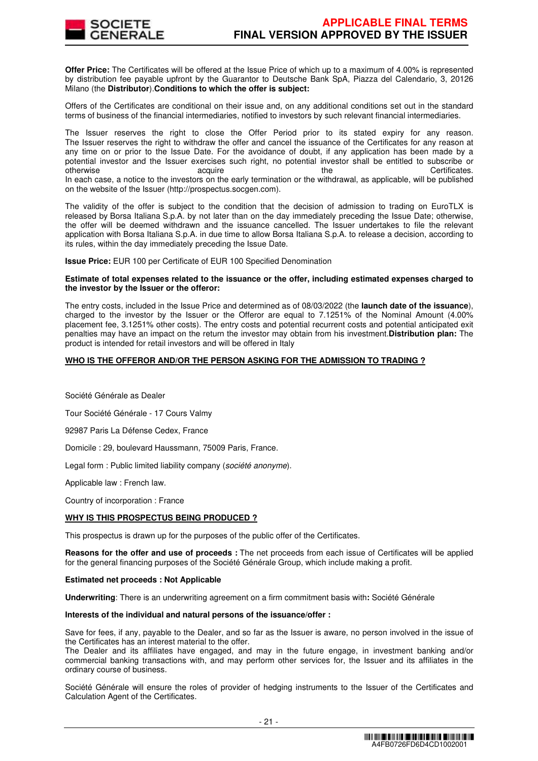**Offer Price:** The Certificates will be offered at the Issue Price of which up to a maximum of 4.00% is represented by distribution fee payable upfront by the Guarantor to Deutsche Bank SpA, Piazza del Calendario, 3, 20126 Milano (the **Distributor**).**Conditions to which the offer is subject:**

Offers of the Certificates are conditional on their issue and, on any additional conditions set out in the standard terms of business of the financial intermediaries, notified to investors by such relevant financial intermediaries.

The Issuer reserves the right to close the Offer Period prior to its stated expiry for any reason. The Issuer reserves the right to withdraw the offer and cancel the issuance of the Certificates for any reason at any time on or prior to the Issue Date. For the avoidance of doubt, if any application has been made by a potential investor and the Issuer exercises such right, no potential investor shall be entitled to subscribe or otherwise acquire the Certificates. In each case, a notice to the investors on the early termination or the withdrawal, as applicable, will be published on the website of the Issuer (http://prospectus.socgen.com).

The validity of the offer is subject to the condition that the decision of admission to trading on EuroTLX is released by Borsa Italiana S.p.A. by not later than on the day immediately preceding the Issue Date; otherwise, the offer will be deemed withdrawn and the issuance cancelled. The Issuer undertakes to file the relevant application with Borsa Italiana S.p.A. in due time to allow Borsa Italiana S.p.A. to release a decision, according to its rules, within the day immediately preceding the Issue Date.

**Issue Price:** EUR 100 per Certificate of EUR 100 Specified Denomination

**Estimate of total expenses related to the issuance or the offer, including estimated expenses charged to the investor by the Issuer or the offeror:**

The entry costs, included in the Issue Price and determined as of 08/03/2022 (the **launch date of the issuance**), charged to the investor by the Issuer or the Offeror are equal to 7.1251% of the Nominal Amount (4.00% placement fee, 3.1251% other costs). The entry costs and potential recurrent costs and potential anticipated exit penalties may have an impact on the return the investor may obtain from his investment.**Distribution plan:** The product is intended for retail investors and will be offered in Italy

**WHO IS THE OFFEROR AND/OR THE PERSON ASKING FOR THE ADMISSION TO TRADING ?**

Société Générale as Dealer

Tour Société Générale - 17 Cours Valmy

92987 Paris La Défense Cedex, France

Domicile : 29, boulevard Haussmann, 75009 Paris, France.

Legal form : Public limited liability company (*société anonyme*).

Applicable law : French law.

Country of incorporation : France

**WHY IS THIS PROSPECTUS BEING PRODUCED ?**

This prospectus is drawn up for the purposes of the public offer of the Certificates.

**Reasons for the offer and use of proceeds :** The net proceeds from each issue of Certificates will be applied for the general financing purposes of the Société Générale Group, which include making a profit.

**Estimated net proceeds : Not Applicable**

**Underwriting**: There is an underwriting agreement on a firm commitment basis with**:** Société Générale

**Interests of the individual and natural persons of the issuance/offer :**

Save for fees, if any, payable to the Dealer, and so far as the Issuer is aware, no person involved in the issue of the Certificates has an interest material to the offer.
The Dealer and its affiliates have engaged, and may in the future engage, in investment banking and/or commercial banking transactions with, and may perform other services for, the Issuer and its affiliates in the ordinary course of business.

Société Générale will ensure the roles of provider of hedging instruments to the Issuer of the Certificates and Calculation Agent of the Certificates.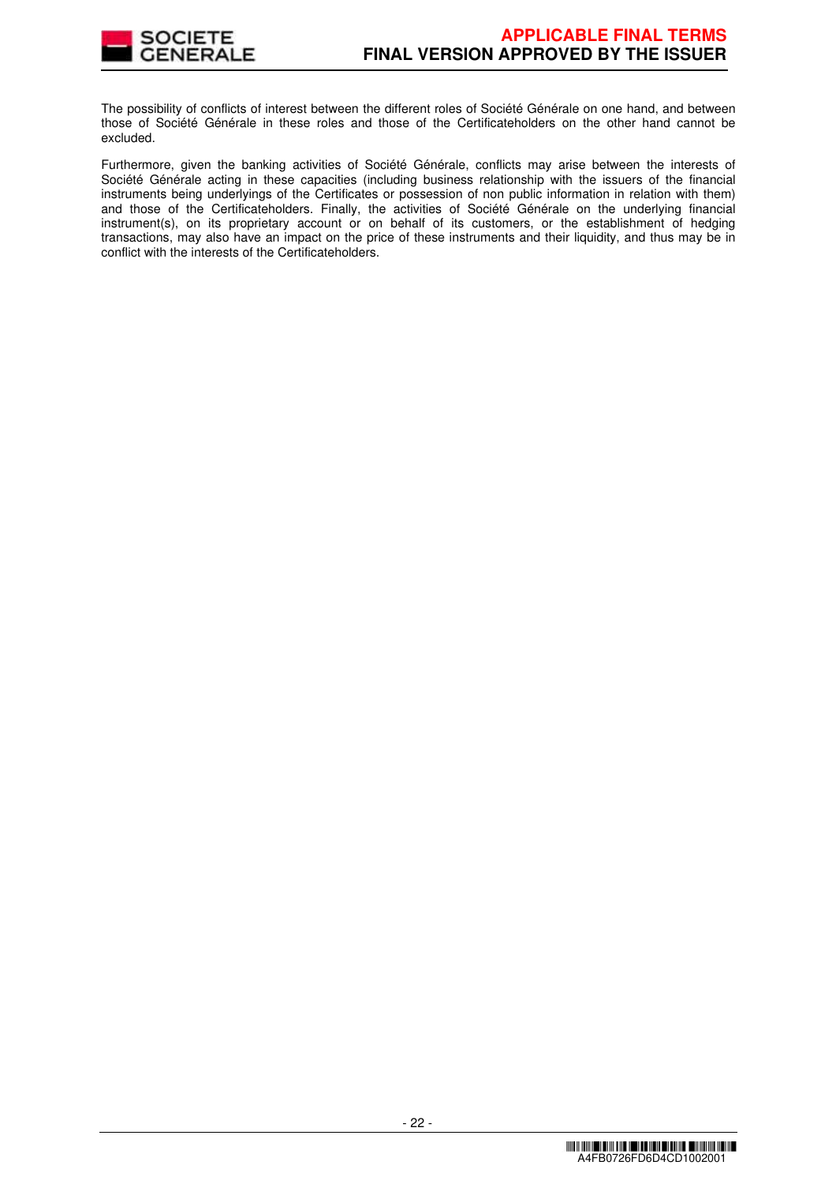The possibility of conflicts of interest between the different roles of Société Générale on one hand, and between those of Société Générale in these roles and those of the Certificateholders on the other hand cannot be excluded.

Furthermore, given the banking activities of Société Générale, conflicts may arise between the interests of Société Générale acting in these capacities (including business relationship with the issuers of the financial instruments being underlyings of the Certificates or possession of non public information in relation with them) and those of the Certificateholders. Finally, the activities of Société Générale on the underlying financial instrument(s), on its proprietary account or on behalf of its customers, or the establishment of hedging transactions, may also have an impact on the price of these instruments and their liquidity, and thus may be in conflict with the interests of the Certificateholders.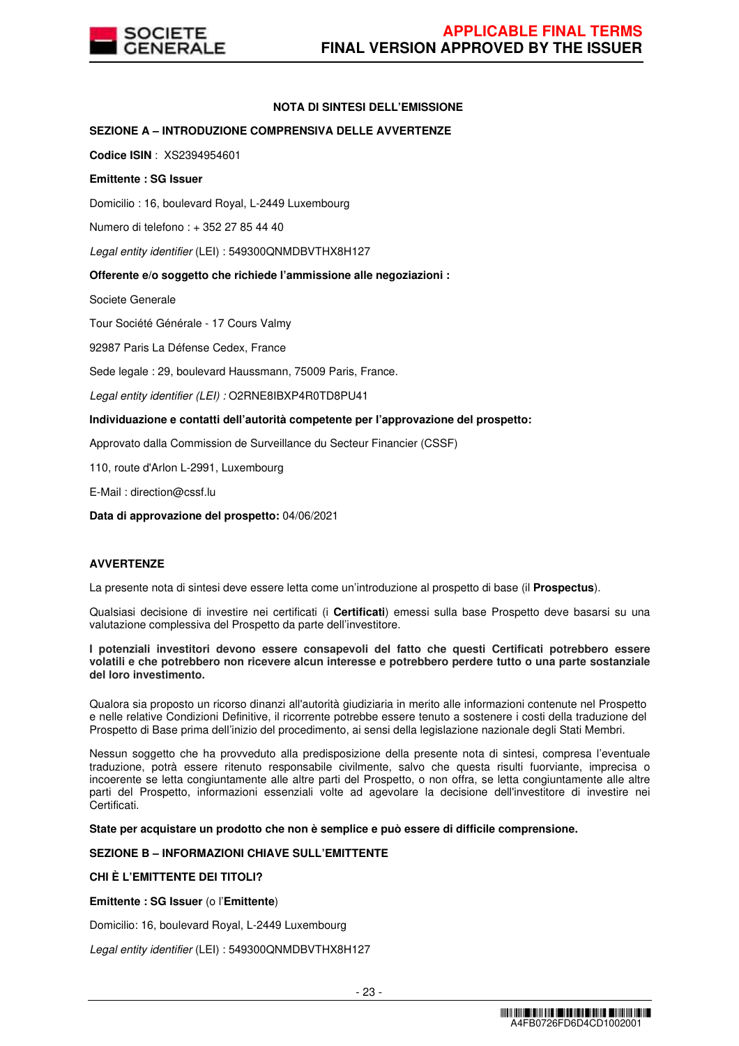**NOTA DI SINTESI DELL'EMISSIONE**

**SEZIONE A – INTRODUZIONE COMPRENSIVA DELLE AVVERTENZE**

**Codice ISIN** : XS2394954601

**Emittente : SG Issuer**

Domicilio : 16, boulevard Royal, L-2449 Luxembourg

Numero di telefono : + 352 27 85 44 40

*Legal entity identifier* (LEI) : 549300QNMDBVTHX8H127

**Offerente e/o soggetto che richiede l'ammissione alle negoziazioni :**

Societe Generale

Tour Société Générale - 17 Cours Valmy

92987 Paris La Défense Cedex, France

Sede legale : 29, boulevard Haussmann, 75009 Paris, France.

*Legal entity identifier (LEI) :* O2RNE8IBXP4R0TD8PU41

**Individuazione e contatti dell'autorità competente per l'approvazione del prospetto:**

Approvato dalla Commission de Surveillance du Secteur Financier (CSSF)

110, route d'Arlon L-2991, Luxembourg

E-Mail : direction@cssf.lu

**Data di approvazione del prospetto:** 04/06/2021

**AVVERTENZE**

La presente nota di sintesi deve essere letta come un'introduzione al prospetto di base (il **Prospectus**).

Qualsiasi decisione di investire nei certificati (i **Certificati**) emessi sulla base Prospetto deve basarsi su una valutazione complessiva del Prospetto da parte dell'investitore.

**I potenziali investitori devono essere consapevoli del fatto che questi Certificati potrebbero essere volatili e che potrebbero non ricevere alcun interesse e potrebbero perdere tutto o una parte sostanziale del loro investimento.**

Qualora sia proposto un ricorso dinanzi all'autorità giudiziaria in merito alle informazioni contenute nel Prospetto e nelle relative Condizioni Definitive, il ricorrente potrebbe essere tenuto a sostenere i costi della traduzione del Prospetto di Base prima dell'inizio del procedimento, ai sensi della legislazione nazionale degli Stati Membri.

Nessun soggetto che ha provveduto alla predisposizione della presente nota di sintesi, compresa l'eventuale traduzione, potrà essere ritenuto responsabile civilmente, salvo che questa risulti fuorviante, imprecisa o incoerente se letta congiuntamente alle altre parti del Prospetto, o non offra, se letta congiuntamente alle altre parti del Prospetto, informazioni essenziali volte ad agevolare la decisione dell'investitore di investire nei Certificati.

**State per acquistare un prodotto che non è semplice e può essere di difficile comprensione.**

**SEZIONE B – INFORMAZIONI CHIAVE SULL'EMITTENTE**

**CHI È L'EMITTENTE DEI TITOLI?**

**Emittente : SG Issuer** (o l'**Emittente**)

Domicilio: 16, boulevard Royal, L-2449 Luxembourg

*Legal entity identifier* (LEI) : 549300QNMDBVTHX8H127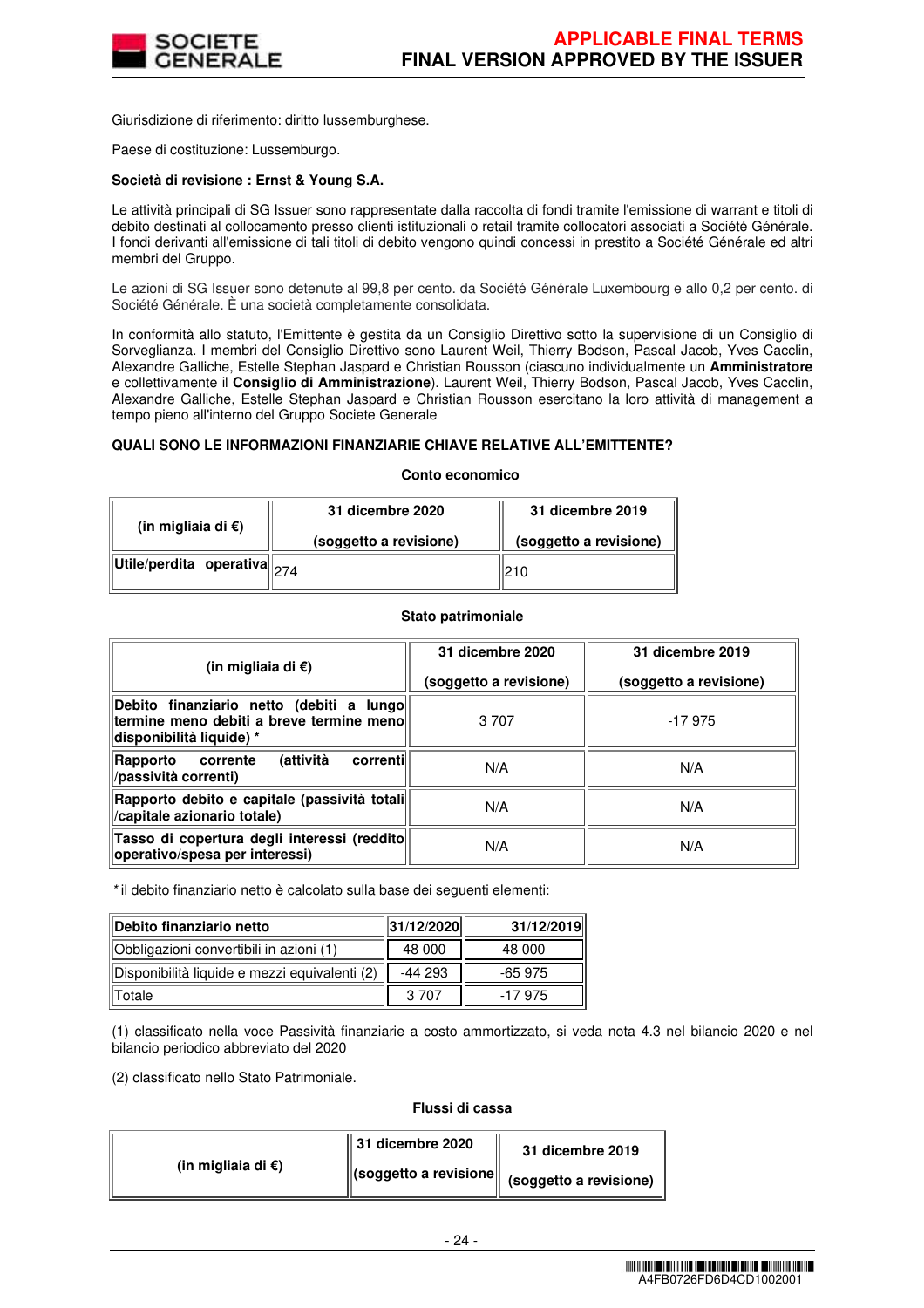Giurisdizione di riferimento: diritto lussemburghese.

Paese di costituzione: Lussemburgo.

**Società di revisione : Ernst & Young S.A.**

Le attività principali di SG Issuer sono rappresentate dalla raccolta di fondi tramite l'emissione di warrant e titoli di debito destinati al collocamento presso clienti istituzionali o retail tramite collocatori associati a Société Générale. I fondi derivanti all'emissione di tali titoli di debito vengono quindi concessi in prestito a Société Générale ed altri membri del Gruppo.

Le azioni di SG Issuer sono detenute al 99,8 per cento. da Société Générale Luxembourg e allo 0,2 per cento. di Société Générale. È una società completamente consolidata.

In conformità allo statuto, l'Emittente è gestita da un Consiglio Direttivo sotto la supervisione de un Consiglio di Sorveglianza. I membri del Consiglio Direttivo sono Laurent Weil, Thierry Bodson, Pascal Jacob, Yves Cacclin, Alexandre Galliche, Estelle Stephan Jaspard e Christian Rousson (ciascuno individualmente un **Amministratore** e collettivamente il **Consiglio di Amministrazione**). Laurent Weil, Thierry Bodson, Pascal Jacob, Yves Cacclin, Alexandre Galliche, Estelle Stephan Jaspard e Christian Rousson esercitano la loro attività di management a tempo pieno all'interno del Gruppo Societe Generale

**QUALI SONO LE INFORMAZIONI FINANZIARIE CHIAVE RELATIVE ALL'EMITTENTE?**

**Conto economico**

| (in migliaia di €) | 31 dicembre 2020 (soggetto a revisione) | 31 dicembre 2019 (soggetto a revisione) |
|---|---|---|
| Utile/perdita operativa | 274 | 210 |

**Stato patrimoniale**

| (in migliaia di €) | 31 dicembre 2020 (soggetto a revisione) | 31 dicembre 2019 (soggetto a revisione) |
|---|---|---|
| Debito finanziario netto (debiti a lungo termine meno debiti a breve termine meno disponibilità liquide) * | 3 707 | -17 975 |
| Rapporto corrente (attività correnti /passività correnti) | N/A | N/A |
| Rapporto debito e capitale (passività totali /capitale azionario totale) | N/A | N/A |
| Tasso di copertura degli interessi (reddito operativo/spesa per interessi) | N/A | N/A |

*il debito finanziario netto è calcolato sulla base dei seguenti elementi:

| Debito finanziario netto | 31/12/2020 | 31/12/2019 |
|---|---|---|
| Obbligazioni convertibili in azioni (1) | 48 000 | 48 000 |
| Disponibilità liquide e mezzi equivalenti (2) | -44 293 | -65 975 |
| Totale | 3 707 | -17 975 |

(1) classificato nella voce Passività finanziarie a costo ammortizzato, si veda nota 4.3 nel bilancio 2020 e nel bilancio periodico abbreviato del 2020

(2) classificato nello Stato Patrimoniale.

**Flussi di cassa**

| (in migliaia di €) | 31 dicembre 2020 (soggetto a revisione | 31 dicembre 2019 (soggetto a revisione) |
|---|---|---|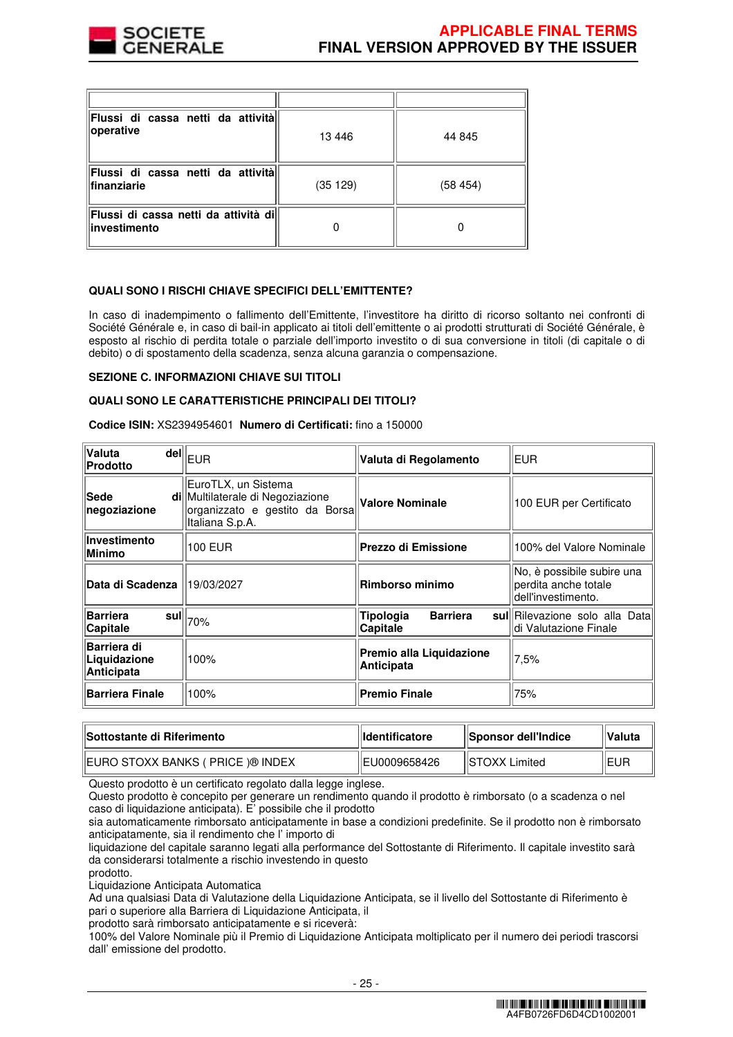| | | |
|---|---|---|
| **Flussi di cassa netti da attività operative** | 13 446 | 44 845 |
| **Flussi di cassa netti da attività finanziarie** | (35 129) | (58 454) |
| **Flussi di cassa netti da attività di investimento** | 0 | 0 |

**QUALI SONO I RISCHI CHIAVE SPECIFICI DELL'EMITTENTE?**

In caso di inadempimento o fallimento dell'Emittente, l'investitore ha diritto di ricorso soltanto nei confronti di Société Générale e, in caso di bail-in applicato ai titoli dell'emittente o ai prodotti strutturati di Société Générale, è esposto al rischio di perdita totale o parziale dell'importo investito o di sua conversione in titoli (di capitale o di debito) o di spostamento della scadenza, senza alcuna garanzia o compensazione.

**SEZIONE C. INFORMAZIONI CHIAVE SUI TITOLI**

**QUALI SONO LE CARATTERISTICHE PRINCIPALI DEI TITOLI?**

**Codice ISIN:** XS2394954601 **Numero di Certificati:** fino a 150000

| | | | |
|---|---|---|---|
| **Valuta del Prodotto** | EUR | **Valuta di Regolamento** | EUR |
| **Sede di negoziazione** | EuroTLX, un Sistema Multilaterale di Negoziazione organizzato e gestito da Borsa Italiana S.p.A. | **Valore Nominale** | 100 EUR per Certificato |
| **Investimento Minimo** | 100 EUR | **Prezzo di Emissione** | 100% del Valore Nominale |
| **Data di Scadenza** | 19/03/2027 | **Rimborso minimo** | No, è possibile subire una perdita anche totale dell'investimento. |
| **Barriera sul Capitale** | 70% | **Tipologia Barriera sul Capitale** | Rilevazione solo alla Data di Valutazione Finale |
| **Barriera di Liquidazione Anticipata** | 100% | **Premio alla Liquidazione Anticipata** | 7,5% |
| **Barriera Finale** | 100% | **Premio Finale** | 75% |

| **Sottostante di Riferimento** | **Identificatore** | **Sponsor dell'Indice** | **Valuta** |
|---|---|---|---|
| EURO STOXX BANKS ( PRICE )® INDEX | EU0009658426 | STOXX Limited | EUR |

Questo prodotto è un certificato regolato dalla legge inglese.
Questo prodotto è concepito per generare un rendimento quando il prodotto è rimborsato (o a scadenza o nel caso di liquidazione anticipata). E' possibile che il prodotto
sia automaticamente rimborsato anticipatamente in base a condizioni predefinite. Se il prodotto non è rimborsato anticipatamente, sia il rendimento che l' importo di
liquidazione del capitale saranno legati alla performance del Sottostante di Riferimento. Il capitale investito sarà da considerarsi totalmente a rischio investendo in questo
prodotto.
Liquidazione Anticipata Automatica
Ad una qualsiasi Data di Valutazione della Liquidazione Anticipata, se il livello del Sottostante di Riferimento è pari o superiore alla Barriera di Liquidazione Anticipata, il
prodotto sarà rimborsato anticipatamente e si riceverà:
100% del Valore Nominale più il Premio di Liquidazione Anticipata moltiplicato per il numero dei periodi trascorsi dall' emissione del prodotto.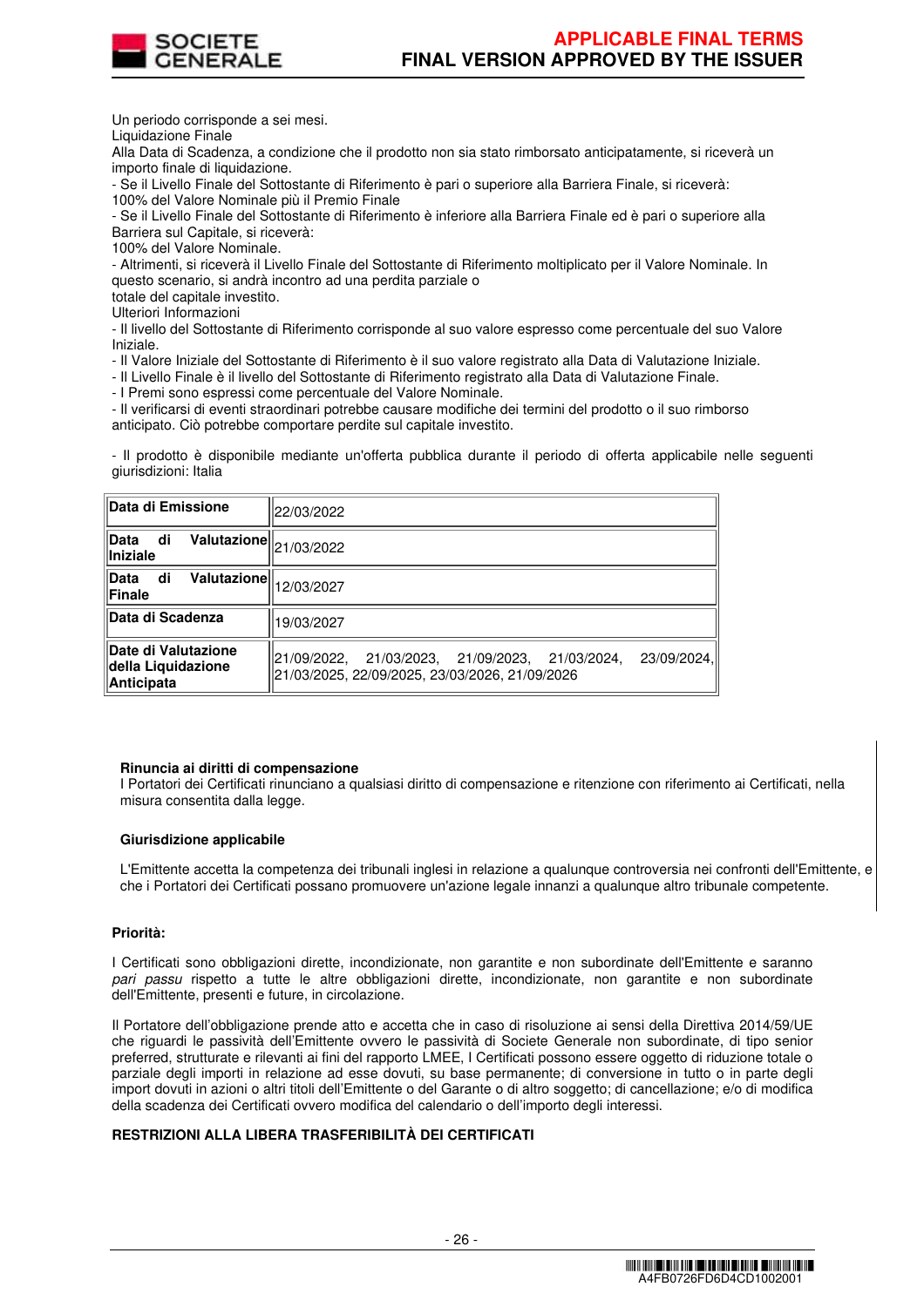Un periodo corrisponde a sei mesi.

Liquidazione Finale

Alla Data di Scadenza, a condizione che il prodotto non sia stato rimborsato anticipatamente, si riceverà un importo finale di liquidazione.

- Se il Livello Finale del Sottostante di Riferimento è pari o superiore alla Barriera Finale, si riceverà:
100% del Valore Nominale più il Premio Finale
- Se il Livello Finale del Sottostante di Riferimento è inferiore alla Barriera Finale ed è pari o superiore alla Barriera sul Capitale, si riceverà:
100% del Valore Nominale.
- Altrimenti, si riceverà il Livello Finale del Sottostante di Riferimento moltiplicato per il Valore Nominale. In questo scenario, si andrà incontro ad una perdita parziale o
totale del capitale investito.

Ulteriori Informazioni

- Il livello del Sottostante di Riferimento corrisponde al suo valore espresso come percentuale del suo Valore Iniziale.
- Il Valore Iniziale del Sottostante di Riferimento è il suo valore registrato alla Data di Valutazione Iniziale.
- Il Livello Finale è il livello del Sottostante di Riferimento registrato alla Data di Valutazione Finale.
- I Premi sono espressi come percentuale del Valore Nominale.
- Il verificarsi di eventi straordinari potrebbe causare modifiche dei termini del prodotto o il suo rimborso anticipato. Ciò potrebbe comportare perdite sul capitale investito.

- Il prodotto è disponibile mediante un'offerta pubblica durante il periodo di offerta applicabile nelle seguenti giurisdizioni: Italia

| | |
|---|---|
| **Data di Emissione** | 22/03/2022 |
| **Data di Valutazione Iniziale** | 21/03/2022 |
| **Data di Valutazione Finale** | 12/03/2027 |
| **Data di Scadenza** | 19/03/2027 |
| **Date di Valutazione della Liquidazione Anticipata** | 21/09/2022, 21/03/2023, 21/09/2023, 21/03/2024, 23/09/2024, 21/03/2025, 22/09/2025, 23/03/2026, 21/09/2026 |

**Rinuncia ai diritti di compensazione**

I Portatori dei Certificati rinunciano a qualsiasi diritto di compensazione e ritenzione con riferimento ai Certificati, nella misura consentita dalla legge.

**Giurisdizione applicabile**

L'Emittente accetta la competenza dei tribunali inglesi in relazione a qualunque controversia nei confronti dell'Emittente, e che i Portatori dei Certificati possano promuovere un'azione legale innanzi a qualunque altro tribunale competente.

**Priorità:**

I Certificati sono obbligazioni dirette, incondizionate, non garantite e non subordinate dell'Emittente e saranno *pari passu* rispetto a tutte le altre obbligazioni dirette, incondizionate, non garantite e non subordinate dell'Emittente, presenti e future, in circolazione.

Il Portatore dell'obbligazione prende atto e accetta che in caso di risoluzione ai sensi della Direttiva 2014/59/UE che riguardi le passività dell'Emittente ovvero le passività di Societe Generale non subordinate, di tipo senior preferred, strutturate e rilevanti ai fini del rapporto LMEE, I Certificati possono essere oggetto di riduzione totale o parziale degli importi in relazione ad esse dovuti, su base permanente; di conversione in tutto o in parte degli import dovuti in azioni o altri titoli dell'Emittente o del Garante o di altro soggetto; di cancellazione; e/o di modifica della scadenza dei Certificati ovvero modifica del calendario o dell'importo degli interessi.

**RESTRIZIONI ALLA LIBERA TRASFERIBILITÀ DEI CERTIFICATI**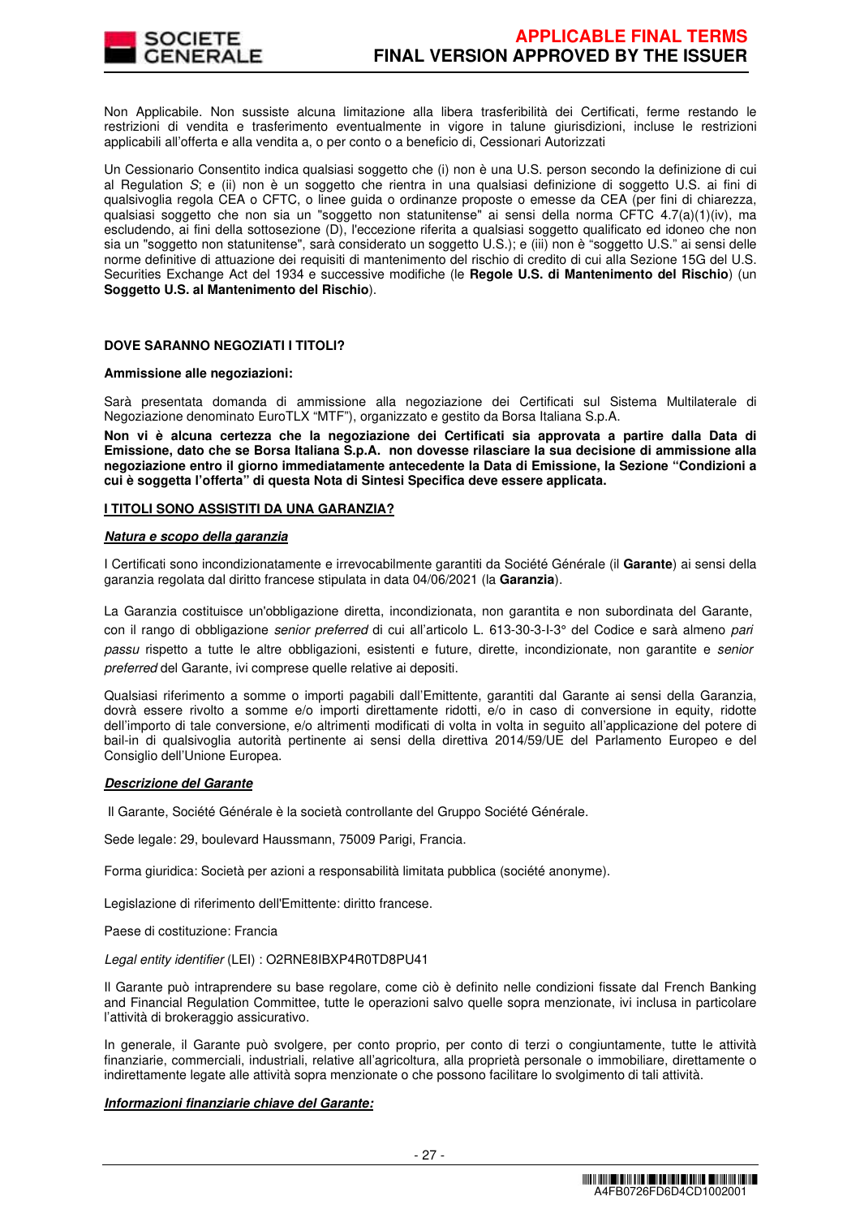Non Applicabile. Non sussiste alcuna limitazione alla libera trasferibilità dei Certificati, ferme restando le restrizioni di vendita e trasferimento eventualmente in vigore in talune giurisdizioni, incluse le restrizioni applicabili all'offerta e alla vendita a, o per conto o a beneficio di, Cessionari Autorizzati

Un Cessionario Consentito indica qualsiasi soggetto che (i) non è una U.S. person secondo la definizione di cui al Regulation *S*; e (ii) non è un soggetto che rientra in una qualsiasi definizione di soggetto U.S. ai fini di qualsivoglia regola CEA o CFTC, o linee guida o ordinanze proposte o emesse da CEA (per fini di chiarezza, qualsiasi soggetto che non sia un "soggetto non statunitense" ai sensi della norma CFTC 4.7(a)(1)(iv), ma escludendo, ai fini della sottosezione (D), l'eccezione riferita a qualsiasi soggetto qualificato ed idoneo che non sia un "soggetto non statunitense", sarà considerato un soggetto U.S.); e (iii) non è "soggetto U.S." ai sensi delle norme definitive di attuazione dei requisiti di mantenimento del rischio di credito di cui alla Sezione 15G del U.S. Securities Exchange Act del 1934 e successive modifiche (le **Regole U.S. di Mantenimento del Rischio**) (un **Soggetto U.S. al Mantenimento del Rischio**).

**DOVE SARANNO NEGOZIATI I TITOLI?**

**Ammissione alle negoziazioni:**

Sarà presentata domanda di ammissione alla negoziazione dei Certificati sul Sistema Multilaterale di Negoziazione denominato EuroTLX "MTF"), organizzato e gestito da Borsa Italiana S.p.A.

**Non vi è alcuna certezza che la negoziazione dei Certificati sia approvata a partire dalla Data di Emissione, dato che se Borsa Italiana S.p.A. non dovesse rilasciare la sua decisione di ammissione alla negoziazione entro il giorno immediatamente antecedente la Data di Emissione, la Sezione "Condizioni a cui è soggetta l'offerta" di questa Nota di Sintesi Specifica deve essere applicata.**

**I TITOLI SONO ASSISTITI DA UNA GARANZIA?**

***Natura e scopo della garanzia***

I Certificati sono incondizionatamente e irrevocabilmente garantiti da Société Générale (il **Garante**) ai sensi della garanzia regolata dal diritto francese stipulata in data 04/06/2021 (la **Garanzia**).

La Garanzia costituisce un'obbligazione diretta, incondizionata, non garantita e non subordinata del Garante, con il rango di obbligazione *senior preferred* di cui all'articolo L. 613-30-3-I-3° del Codice e sarà almeno *pari passu* rispetto a tutte le altre obbligazioni, esistenti e future, dirette, incondizionate, non garantite e *senior preferred* del Garante, ivi comprese quelle relative ai depositi.

Qualsiasi riferimento a somme o importi pagabili dall'Emittente, garantiti dal Garante ai sensi della Garanzia, dovrà essere rivolto a somme e/o importi direttamente ridotti, e/o in caso di conversione in equity, ridotte dell'importo di tale conversione, e/o altrimenti modificati di volta in volta in seguito all'applicazione del potere di bail-in di qualsivoglia autorità pertinente ai sensi della direttiva 2014/59/UE del Parlamento Europeo e del Consiglio dell'Unione Europea.

***Descrizione del Garante***

Il Garante, Société Générale è la società controllante del Gruppo Société Générale.

Sede legale: 29, boulevard Haussmann, 75009 Parigi, Francia.

Forma giuridica: Società per azioni a responsabilità limitata pubblica (société anonyme).

Legislazione di riferimento dell'Emittente: diritto francese.

Paese di costituzione: Francia

*Legal entity identifier* (LEI) : O2RNE8IBXP4R0TD8PU41

Il Garante può intraprendere su base regolare, come ciò è definito nelle condizioni fissate dal French Banking and Financial Regulation Committee, tutte le operazioni salvo quelle sopra menzionate, ivi inclusa in particolare l'attività di brokeraggio assicurativo.

In generale, il Garante può svolgere, per conto proprio, per conto di terzi o congiuntamente, tutte le attività finanziarie, commerciali, industriali, relative all'agricoltura, alla proprietà personale o immobiliare, direttamente o indirettamente legate alle attività sopra menzionate o che possono facilitare lo svolgimento di tali attività.

***Informazioni finanziarie chiave del Garante:***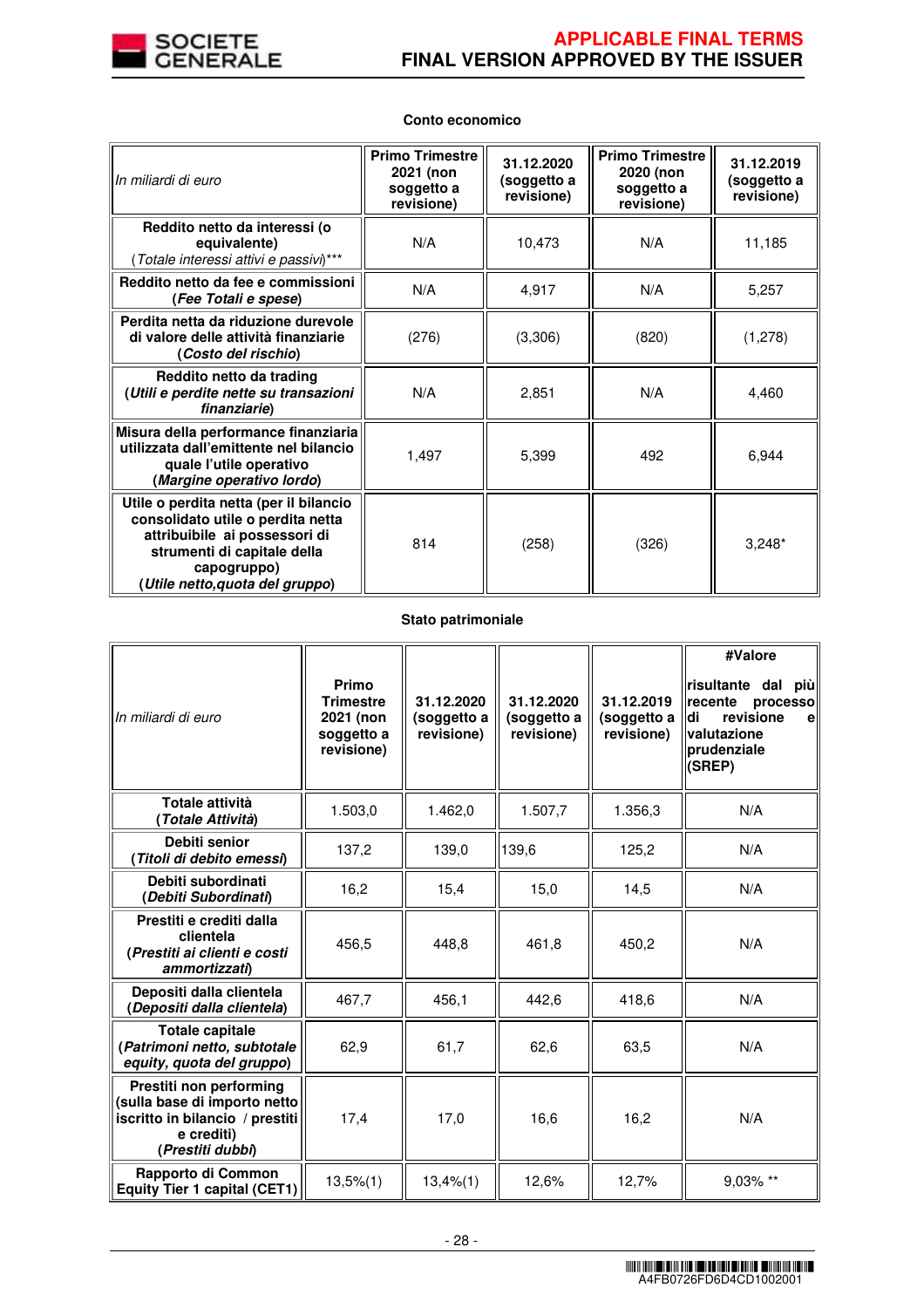**Conto economico**

| *In miliardi di euro* | Primo Trimestre 2021 (non soggetto a revisione) | 31.12.2020 (soggetto a revisione) | Primo Trimestre 2020 (non soggetto a revisione) | 31.12.2019 (soggetto a revisione) |
|---|---|---|---|---|
| **Reddito netto da interessi (o equivalente)** (*Totale interessi attivi e passivi*)*** | N/A | 10,473 | N/A | 11,185 |
| **Reddito netto da fee e commissioni** (***Fee Totali e spese***) | N/A | 4,917 | N/A | 5,257 |
| **Perdita netta da riduzione durevole di valore delle attività finanziarie** (***Costo del rischio***) | (276) | (3,306) | (820) | (1,278) |
| **Reddito netto da trading** (***Utili e perdite nette su transazioni finanziarie***) | N/A | 2,851 | N/A | 4,460 |
| **Misura della performance finanziaria utilizzata dall'emittente nel bilancio quale l'utile operativo** (***Margine operativo lordo***) | 1,497 | 5,399 | 492 | 6,944 |
| **Utile o perdita netta (per il bilancio consolidato utile o perdita netta attribuibile ai possessori di strumenti di capitale della capogruppo)** (***Utile netto,quota del gruppo***) | 814 | (258) | (326) | 3,248* |

**Stato patrimoniale**

| *In miliardi di euro* | Primo Trimestre 2021 (non soggetto a revisione) | 31.12.2020 (soggetto a revisione) | 31.12.2020 (soggetto a revisione) | 31.12.2019 (soggetto a revisione) | #Valore risultante dal più recente processo di revisione e valutazione prudenziale (SREP) |
|---|---|---|---|---|---|
| **Totale attività** (***Totale Attività***) | 1.503,0 | 1.462,0 | 1.507,7 | 1.356,3 | N/A |
| **Debiti senior** (***Titoli di debito emessi***) | 137,2 | 139,0 | 139,6 | 125,2 | N/A |
| **Debiti subordinati** (***Debiti Subordinati***) | 16,2 | 15,4 | 15,0 | 14,5 | N/A |
| **Prestiti e crediti dalla clientela** (***Prestiti ai clienti e costi ammortizzati***) | 456,5 | 448,8 | 461,8 | 450,2 | N/A |
| **Depositi dalla clientela** (***Depositi dalla clientela***) | 467,7 | 456,1 | 442,6 | 418,6 | N/A |
| **Totale capitale** (***Patrimoni netto, subtotale equity, quota del gruppo***) | 62,9 | 61,7 | 62,6 | 63,5 | N/A |
| **Prestiti non performing (sulla base di importo netto iscritto in bilancio / prestiti e crediti)** (***Prestiti dubbi***) | 17,4 | 17,0 | 16,6 | 16,2 | N/A |
| **Rapporto di Common Equity Tier 1 capital (CET1)** | 13,5%(1) | 13,4%(1) | 12,6% | 12,7% | 9,03% ** |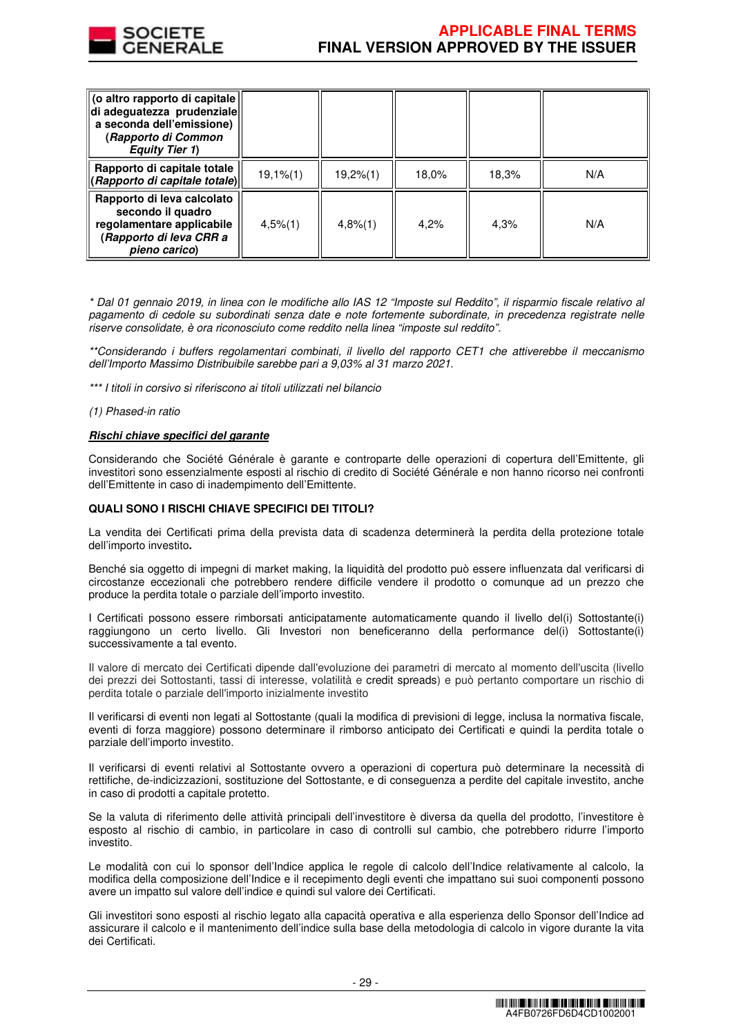| (o altro rapporto di capitale di adeguatezza prudenziale a seconda dell'emissione) (*Rapporto di Common Equity Tier 1*) | | | | | |
|---|---|---|---|---|---|
| Rapporto di capitale totale (*Rapporto di capitale totale*) | 19,1%(1) | 19,2%(1) | 18,0% | 18,3% | N/A |
| Rapporto di leva calcolato secondo il quadro regolamentare applicabile (*Rapporto di leva CRR a pieno carico*) | 4,5%(1) | 4,8%(1) | 4,2% | 4,3% | N/A |

*\* Dal 01 gennaio 2019, in linea con le modifiche allo IAS 12 "Imposte sul Reddito", il risparmio fiscale relativo al pagamento di cedole su subordinati senza date e note fortemente subordinate, in precedenza registrate nelle riserve consolidate, è ora riconosciuto come reddito nella linea "imposte sul reddito".*

*\*\*Considerando i buffers regolamentari combinati, il livello del rapporto CET1 che attiverebbe il meccanismo dell'Importo Massimo Distribuibile sarebbe pari a 9,03% al 31 marzo 2021.*

*\*\*\* I titoli in corsivo si riferiscono ai titoli utilizzati nel bilancio*

*(1) Phased-in ratio*

***Rischi chiave specifici del garante***

Considerando che Société Générale è garante e controparte delle operazioni di copertura dell'Emittente, gli investitori sono essenzialmente esposti al rischio di credito di Société Générale e non hanno ricorso nei confronti dell'Emittente in caso di inadempimento dell'Emittente.

**QUALI SONO I RISCHI CHIAVE SPECIFICI DEI TITOLI?**

La vendita dei Certificati prima della prevista data di scadenza determinerà la perdita della protezione totale dell'importo investito**.**

Benché sia oggetto di impegni di market making, la liquidità del prodotto può essere influenzata dal verificarsi di circostanze eccezionali che potrebbero rendere difficile vendere il prodotto o comunque ad un prezzo che produce la perdita totale o parziale dell'importo investito.

I Certificati possono essere rimborsati anticipatamente automaticamente quando il livello del(i) Sottostante(i) raggiungono un certo livello. Gli Investori non beneficeranno della performance del(i) Sottostante(i) successivamente a tal evento.

Il valore di mercato dei Certificati dipende dall'evoluzione dei parametri di mercato al momento dell'uscita (livello dei prezzi dei Sottostanti, tassi di interesse, volatilità e credit spreads) e può pertanto comportare un rischio di perdita totale o parziale dell'importo inizialmente investito

Il verificarsi di eventi non legati al Sottostante (quali la modifica di previsioni di legge, inclusa la normativa fiscale, eventi di forza maggiore) possono determinare il rimborso anticipato dei Certificati e quindi la perdita totale o parziale dell'importo investito.

Il verificarsi di eventi relativi al Sottostante ovvero a operazioni di copertura può determinare la necessità di rettifiche, de-indicizzazioni, sostituzione del Sottostante, e di conseguenza a perdite del capitale investito, anche in caso di prodotti a capitale protetto.

Se la valuta di riferimento delle attività principali dell'investitore è diversa da quella del prodotto, l'investitore è esposto al rischio di cambio, in particolare in caso di controlli sul cambio, che potrebbero ridurre l'importo investito.

Le modalità con cui lo sponsor dell'Indice applica le regole di calcolo dell'Indice relativamente al calcolo, la modifica della composizione dell'Indice e il recepimento degli eventi che impattano sui suoi componenti possono avere un impatto sul valore dell'indice e quindi sul valore dei Certificati.

Gli investitori sono esposti al rischio legato alla capacità operativa e alla esperienza dello Sponsor dell'Indice ad assicurare il calcolo e il mantenimento dell'indice sulla base della metodologia di calcolo in vigore durante la vita dei Certificati.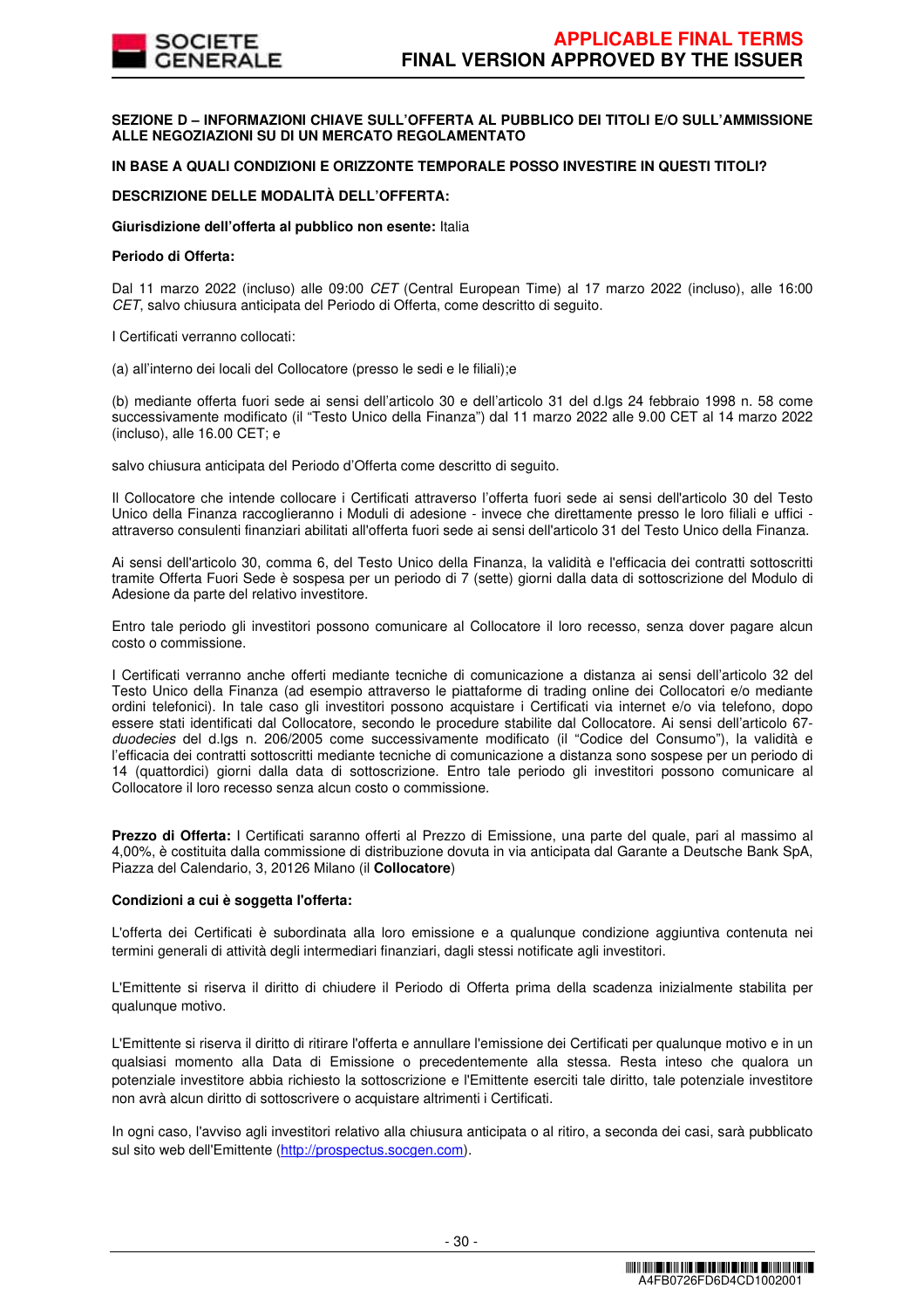**SEZIONE D – INFORMAZIONI CHIAVE SULL'OFFERTA AL PUBBLICO DEI TITOLI E/O SULL'AMMISSIONE ALLE NEGOZIAZIONI SU DI UN MERCATO REGOLAMENTATO**

**IN BASE A QUALI CONDIZIONI E ORIZZONTE TEMPORALE POSSO INVESTIRE IN QUESTI TITOLI?**

**DESCRIZIONE DELLE MODALITÀ DELL'OFFERTA:**

**Giurisdizione dell'offerta al pubblico non esente:** Italia

**Periodo di Offerta:**

Dal 11 marzo 2022 (incluso) alle 09:00 *CET* (Central European Time) al 17 marzo 2022 (incluso), alle 16:00 *CET*, salvo chiusura anticipata del Periodo di Offerta, come descritto di seguito.

I Certificati verranno collocati:

(a) all'interno dei locali del Collocatore (presso le sedi e le filiali);e

(b) mediante offerta fuori sede ai sensi dell'articolo 30 e dell'articolo 31 del d.lgs 24 febbraio 1998 n. 58 come successivamente modificato (il "Testo Unico della Finanza") dal 11 marzo 2022 alle 9.00 CET al 14 marzo 2022 (incluso), alle 16.00 CET; e

salvo chiusura anticipata del Periodo d'Offerta come descritto di seguito.

Il Collocatore che intende collocare i Certificati attraverso l'offerta fuori sede ai sensi dell'articolo 30 del Testo Unico della Finanza raccoglieranno i Moduli di adesione - invece che direttamente presso le loro filiali e uffici - attraverso consulenti finanziari abilitati all'offerta fuori sede ai sensi dell'articolo 31 del Testo Unico della Finanza.

Ai sensi dell'articolo 30, comma 6, del Testo Unico della Finanza, la validità e l'efficacia dei contratti sottoscritti tramite Offerta Fuori Sede è sospesa per un periodo di 7 (sette) giorni dalla data di sottoscrizione del Modulo di Adesione da parte del relativo investitore.

Entro tale periodo gli investitori possono comunicare al Collocatore il loro recesso, senza dover pagare alcun costo o commissione.

I Certificati verranno anche offerti mediante tecniche di comunicazione a distanza ai sensi dell'articolo 32 del Testo Unico della Finanza (ad esempio attraverso le piattaforme di trading online dei Collocatori e/o mediante ordini telefonici). In tale caso gli investitori possono acquistare i Certificati via internet e/o via telefono, dopo essere stati identificati dal Collocatore, secondo le procedure stabilite dal Collocatore. Ai sensi dell'articolo 67-*duodecies* del d.lgs n. 206/2005 come successivamente modificato (il "Codice del Consumo"), la validità e l'efficacia dei contratti sottoscritti mediante tecniche di comunicazione a distanza sono sospese per un periodo di 14 (quattordici) giorni dalla data di sottoscrizione. Entro tale periodo gli investitori possono comunicare al Collocatore il loro recesso senza alcun costo o commissione.

**Prezzo di Offerta:** I Certificati saranno offerti al Prezzo di Emissione, una parte del quale, pari al massimo al 4,00%, è costituita dalla commissione di distribuzione dovuta in via anticipata dal Garante a Deutsche Bank SpA, Piazza del Calendario, 3, 20126 Milano (il **Collocatore**)

**Condizioni a cui è soggetta l'offerta:**

L'offerta dei Certificati è subordinata alla loro emissione e a qualunque condizione aggiuntiva contenuta nei termini generali di attività degli intermediari finanziari, dagli stessi notificate agli investitori.

L'Emittente si riserva il diritto di chiudere il Periodo di Offerta prima della scadenza inizialmente stabilita per qualunque motivo.

L'Emittente si riserva il diritto di ritirare l'offerta e annullare l'emissione dei Certificati per qualunque motivo e in un qualsiasi momento alla Data di Emissione o precedentemente alla stessa. Resta inteso che qualora un potenziale investitore abbia richiesto la sottoscrizione e l'Emittente eserciti tale diritto, tale potenziale investitore non avrà alcun diritto di sottoscrivere o acquistare altrimenti i Certificati.

In ogni caso, l'avviso agli investitori relativo alla chiusura anticipata o al ritiro, a seconda dei casi, sarà pubblicato sul sito web dell'Emittente (http://prospectus.socgen.com).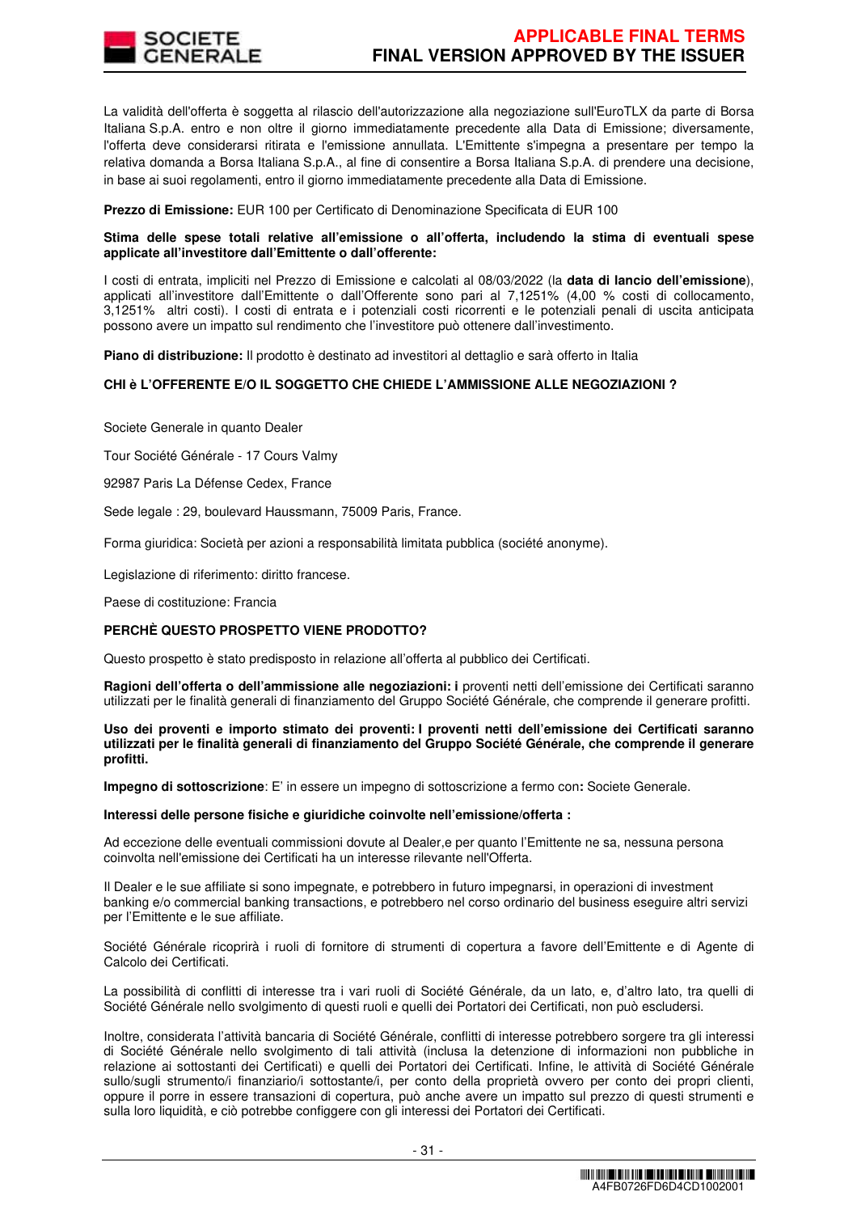La validità dell'offerta è soggetta al rilascio dell'autorizzazione alla negoziazione sull'EuroTLX da parte di Borsa Italiana S.p.A. entro e non oltre il giorno immediatamente precedente alla Data di Emissione; diversamente, l'offerta deve considerarsi ritirata e l'emissione annullata. L'Emittente s'impegna a presentare per tempo la relativa domanda a Borsa Italiana S.p.A., al fine di consentire a Borsa Italiana S.p.A. di prendere una decisione, in base ai suoi regolamenti, entro il giorno immediatamente precedente alla Data di Emissione.

**Prezzo di Emissione:** EUR 100 per Certificato di Denominazione Specificata di EUR 100

**Stima delle spese totali relative all'emissione o all'offerta, includendo la stima di eventuali spese applicate all'investitore dall'Emittente o dall'offerente:**

I costi di entrata, impliciti nel Prezzo di Emissione e calcolati al 08/03/2022 (la **data di lancio dell'emissione**), applicati all'investitore dall'Emittente o dall'Offerente sono pari al 7,1251% (4,00 % costi di collocamento, 3,1251% altri costi). I costi di entrata e i potenziali costi ricorrenti e le potenziali penali di uscita anticipata possono avere un impatto sul rendimento che l'investitore può ottenere dall'investimento.

**Piano di distribuzione:** Il prodotto è destinato ad investitori al dettaglio e sarà offerto in Italia

**CHI è L'OFFERENTE E/O IL SOGGETTO CHE CHIEDE L'AMMISSIONE ALLE NEGOZIAZIONI ?**

Societe Generale in quanto Dealer

Tour Société Générale - 17 Cours Valmy

92987 Paris La Défense Cedex, France

Sede legale : 29, boulevard Haussmann, 75009 Paris, France.

Forma giuridica: Società per azioni a responsabilità limitata pubblica (société anonyme).

Legislazione di riferimento: diritto francese.

Paese di costituzione: Francia

**PERCHÈ QUESTO PROSPETTO VIENE PRODOTTO?**

Questo prospetto è stato predisposto in relazione all'offerta al pubblico dei Certificati.

**Ragioni dell'offerta o dell'ammissione alle negoziazioni: i** proventi netti dell'emissione dei Certificati saranno utilizzati per le finalità generali di finanziamento del Gruppo Société Générale, che comprende il generare profitti.

**Uso dei proventi e importo stimato dei proventi: I proventi netti dell'emissione dei Certificati saranno utilizzati per le finalità generali di finanziamento del Gruppo Société Générale, che comprende il generare profitti.**

**Impegno di sottoscrizione**: E' in essere un impegno di sottoscrizione a fermo con**:** Societe Generale.

**Interessi delle persone fisiche e giuridiche coinvolte nell'emissione/offerta :**

Ad eccezione delle eventuali commissioni dovute al Dealer,e per quanto l'Emittente ne sa, nessuna persona coinvolta nell'emissione dei Certificati ha un interesse rilevante nell'Offerta.

Il Dealer e le sue affiliate si sono impegnate, e potrebbero in futuro impegnarsi, in operazioni di investment banking e/o commercial banking transactions, e potrebbero nel corso ordinario del business eseguire altri servizi per l'Emittente e le sue affiliate.

Société Générale ricoprirà i ruoli di fornitore di strumenti di copertura a favore dell'Emittente e di Agente di Calcolo dei Certificati.

La possibilità di conflitti di interesse tra i vari ruoli di Société Générale, da un lato, e, d'altro lato, tra quelli di Société Générale nello svolgimento di questi ruoli e quelli dei Portatori dei Certificati, non può escludersi.

Inoltre, considerata l'attività bancaria di Société Générale, conflitti di interesse potrebbero sorgere tra gli interessi di Société Générale nello svolgimento di tali attività (inclusa la detenzione di informazioni non pubbliche in relazione ai sottostanti dei Certificati) e quelli dei Portatori dei Certificati. Infine, le attività di Société Générale sullo/sugli strumento/i finanziario/i sottostante/i, per conto della proprietà ovvero per conto dei propri clienti, oppure il porre in essere transazioni di copertura, può anche avere un impatto sul prezzo di questi strumenti e sulla loro liquidità, e ciò potrebbe configgere con gli interessi dei Portatori dei Certificati.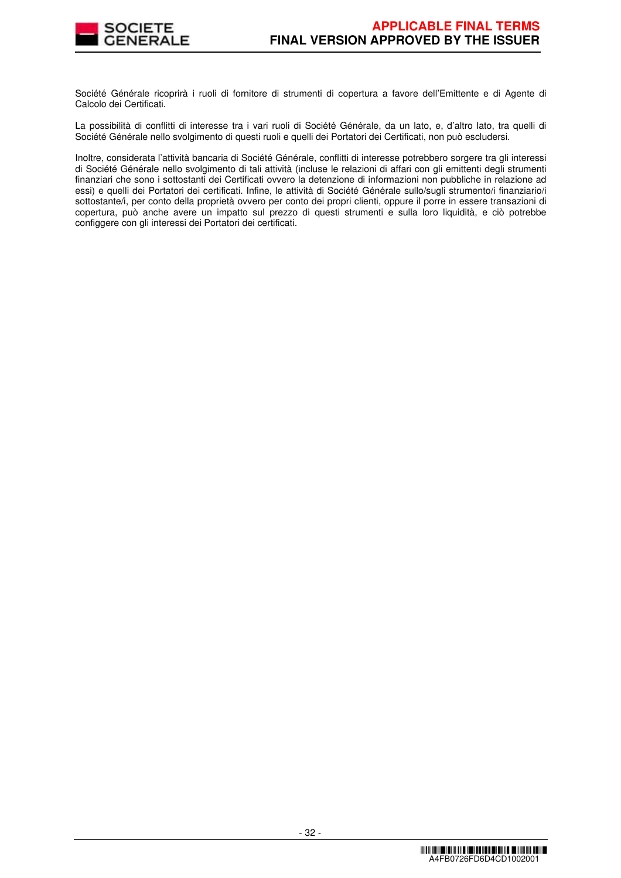Société Générale ricoprirà i ruoli di fornitore di strumenti di copertura a favore dell'Emittente e di Agente di Calcolo dei Certificati.

La possibilità di conflitti di interesse tra i vari ruoli di Société Générale, da un lato, e, d'altro lato, tra quelli di Société Générale nello svolgimento di questi ruoli e quelli dei Portatori dei Certificati, non può escludersi.

Inoltre, considerata l'attività bancaria di Société Générale, conflitti di interesse potrebbero sorgere tra gli interessi di Société Générale nello svolgimento di tali attività (incluse le relazioni di affari con gli emittenti degli strumenti finanziari che sono i sottostanti dei Certificati ovvero la detenzione di informazioni non pubbliche in relazione ad essi) e quelli dei Portatori dei certificati. Infine, le attività di Société Générale sullo/sugli strumento/i finanziario/i sottostante/i, per conto della proprietà ovvero per conto dei propri clienti, oppure il porre in essere transazioni di copertura, può anche avere un impatto sul prezzo di questi strumenti e sulla loro liquidità, e ciò potrebbe configgere con gli interessi dei Portatori dei certificati.